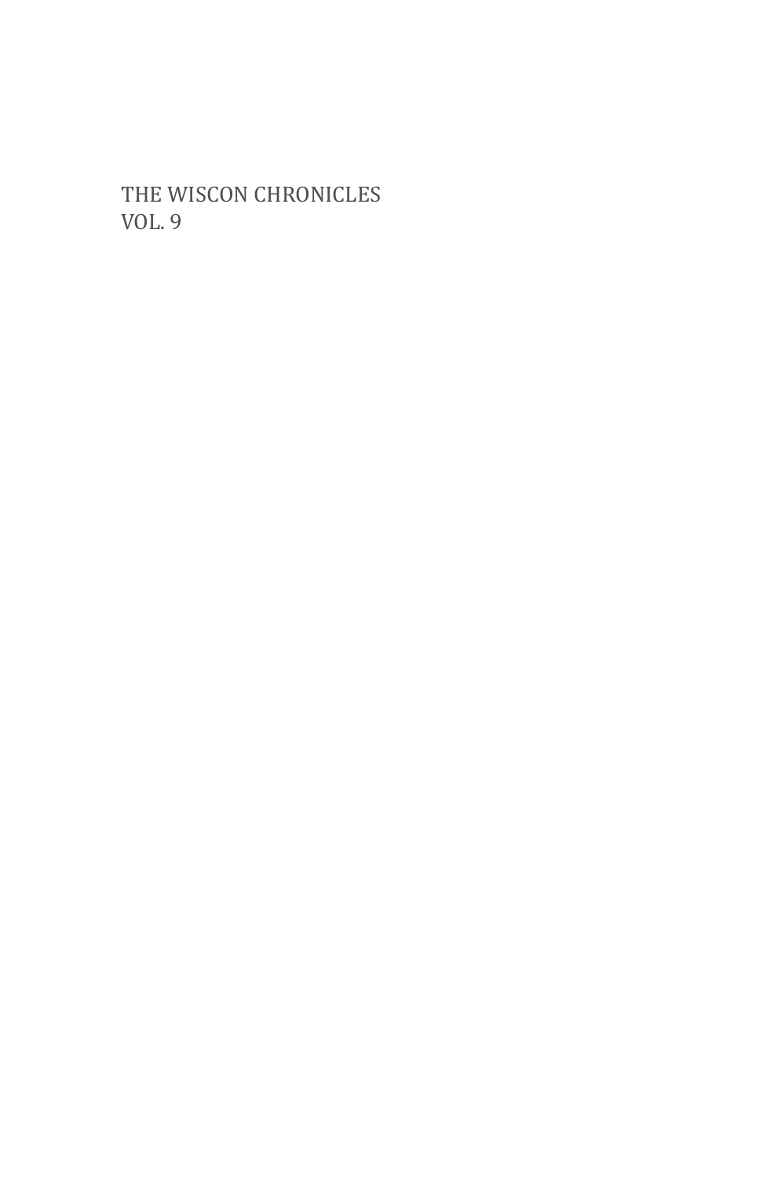THE WISCON CHRONICLES
VOL. 9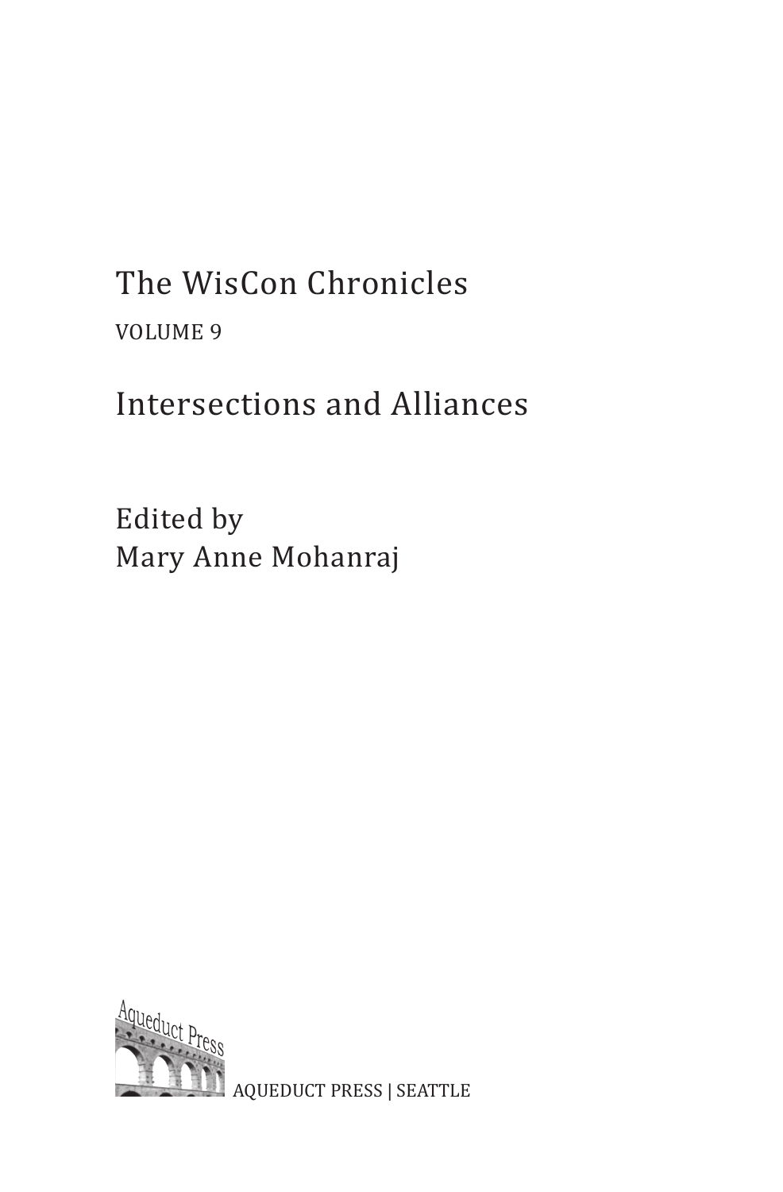# The WisCon Chronicles

VOLUME 9

## Intersections and Alliances

Edited by
Mary Anne Mohanraj

AQUEDUCT PRESS | SEATTLE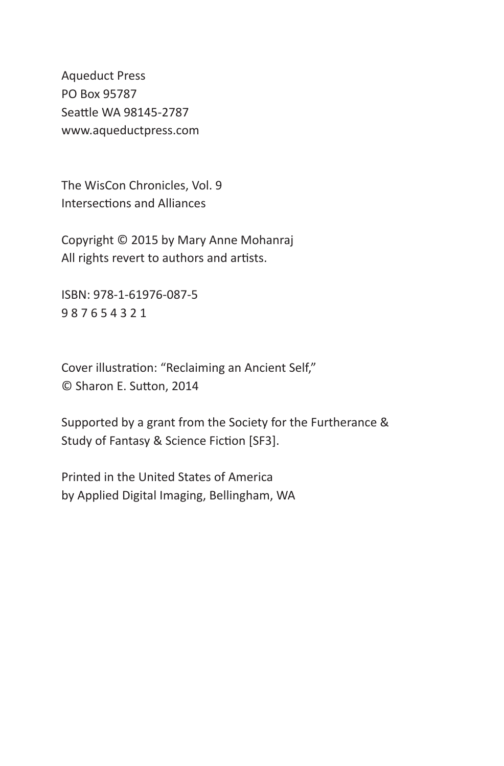Aqueduct Press
PO Box 95787
Seattle WA 98145-2787
www.aqueductpress.com

The WisCon Chronicles, Vol. 9
Intersections and Alliances

Copyright © 2015 by Mary Anne Mohanraj
All rights revert to authors and artists.

ISBN: 978-1-61976-087-5
9 8 7 6 5 4 3 2 1

Cover illustration: "Reclaiming an Ancient Self,"
© Sharon E. Sutton, 2014

Supported by a grant from the Society for the Furtherance &
Study of Fantasy & Science Fiction [SF3].

Printed in the United States of America
by Applied Digital Imaging, Bellingham, WA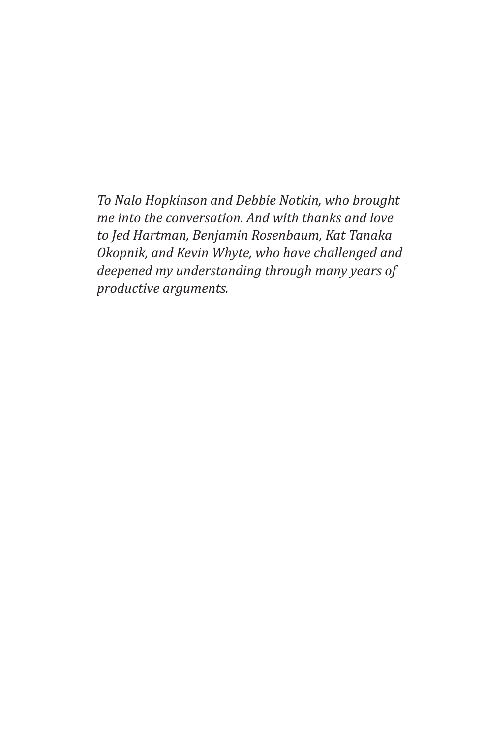*To Nalo Hopkinson and Debbie Notkin, who brought me into the conversation. And with thanks and love to Jed Hartman, Benjamin Rosenbaum, Kat Tanaka Okopnik, and Kevin Whyte, who have challenged and deepened my understanding through many years of productive arguments.*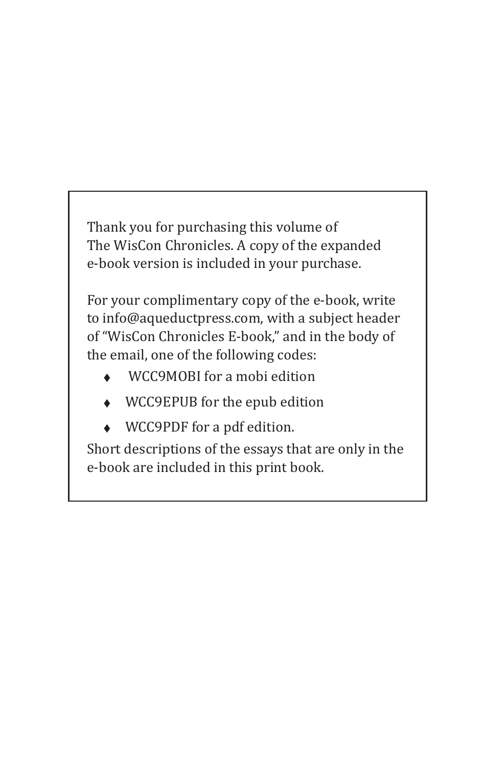Thank you for purchasing this volume of The WisCon Chronicles. A copy of the expanded e-book version is included in your purchase.

For your complimentary copy of the e-book, write to info@aqueductpress.com, with a subject header of "WisCon Chronicles E-book," and in the body of the email, one of the following codes:

- WCC9MOBI for a mobi edition
- WCC9EPUB for the epub edition
- WCC9PDF for a pdf edition.

Short descriptions of the essays that are only in the e-book are included in this print book.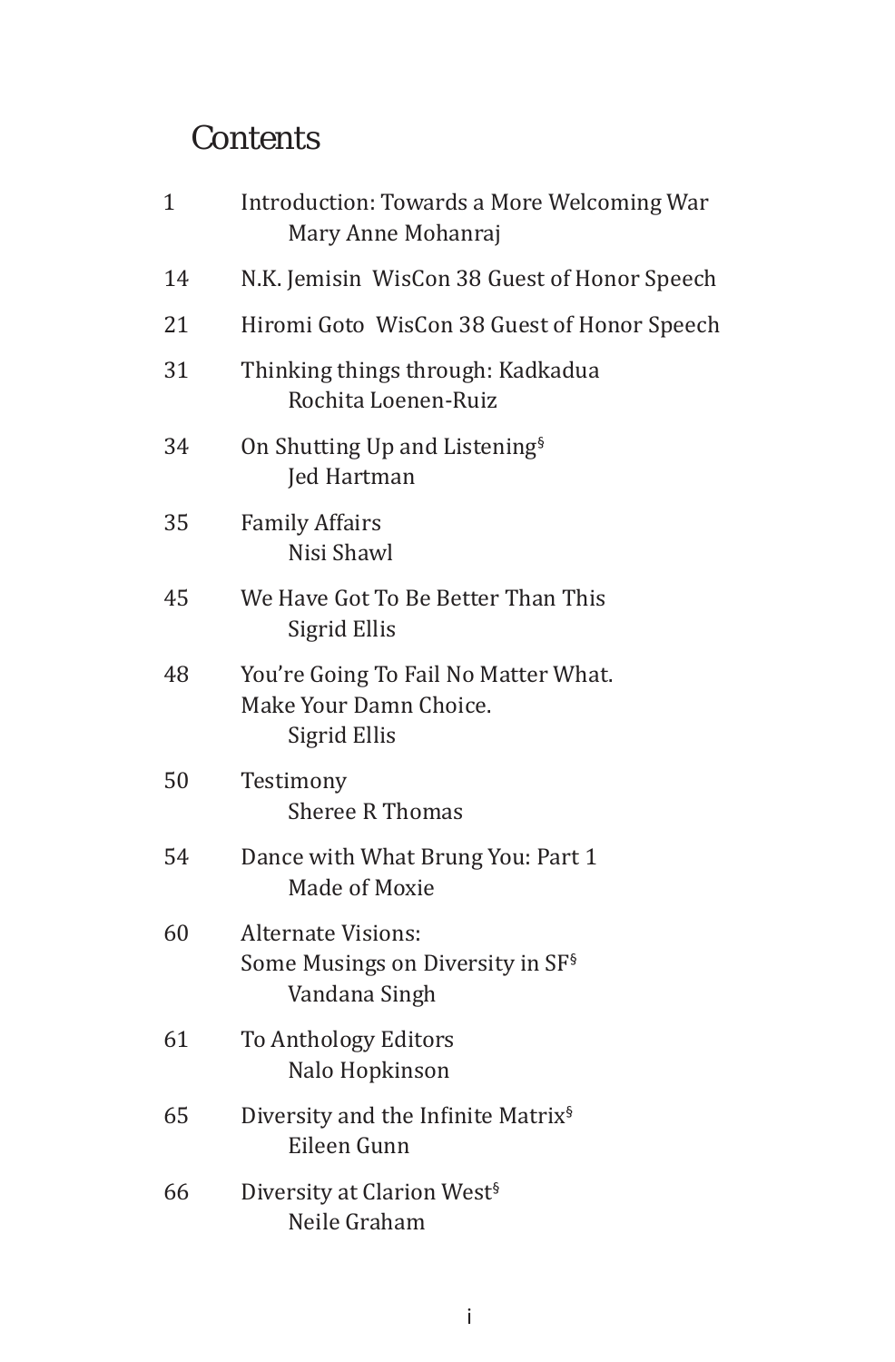# Contents

| | |
|---|---|
| 1 | Introduction: Towards a More Welcoming War<br>Mary Anne Mohanraj |
| 14 | N.K. Jemisin  WisCon 38 Guest of Honor Speech |
| 21 | Hiromi Goto  WisCon 38 Guest of Honor Speech |
| 31 | Thinking things through: Kadkadua<br>Rochita Loenen-Ruiz |
| 34 | On Shutting Up and Listening§<br>Jed Hartman |
| 35 | Family Affairs<br>Nisi Shawl |
| 45 | We Have Got To Be Better Than This<br>Sigrid Ellis |
| 48 | You're Going To Fail No Matter What. Make Your Damn Choice.<br>Sigrid Ellis |
| 50 | Testimony<br>Sheree R Thomas |
| 54 | Dance with What Brung You: Part 1<br>Made of Moxie |
| 60 | Alternate Visions: Some Musings on Diversity in SF§<br>Vandana Singh |
| 61 | To Anthology Editors<br>Nalo Hopkinson |
| 65 | Diversity and the Infinite Matrix§<br>Eileen Gunn |
| 66 | Diversity at Clarion West§<br>Neile Graham |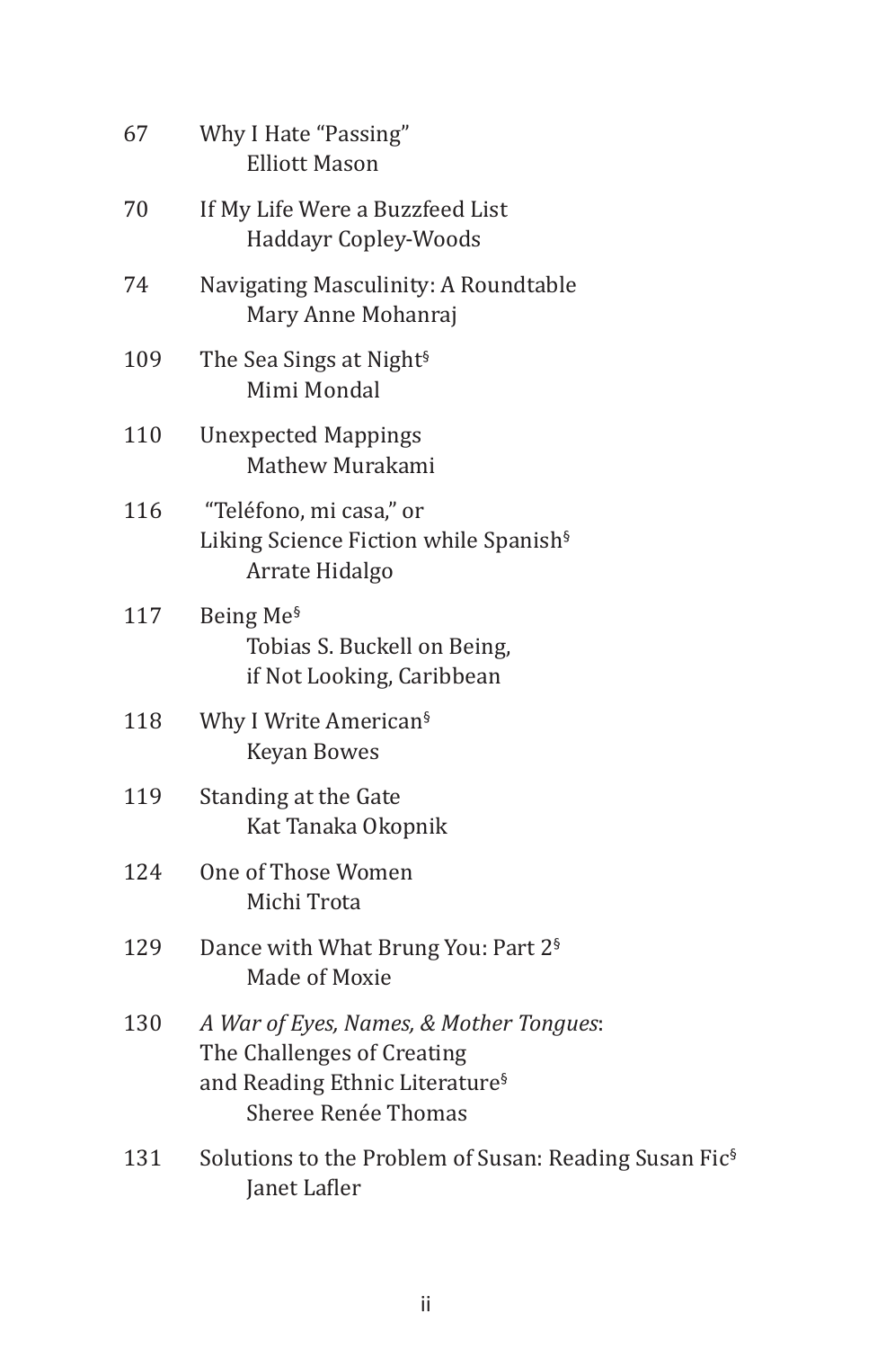67 Why I Hate "Passing"
Elliott Mason

70 If My Life Were a Buzzfeed List
Haddayr Copley-Woods

74 Navigating Masculinity: A Roundtable
Mary Anne Mohanraj

109 The Sea Sings at Night§
Mimi Mondal

110 Unexpected Mappings
Mathew Murakami

116 "Teléfono, mi casa," or
Liking Science Fiction while Spanish§
Arrate Hidalgo

117 Being Me§
Tobias S. Buckell on Being,
if Not Looking, Caribbean

118 Why I Write American§
Keyan Bowes

119 Standing at the Gate
Kat Tanaka Okopnik

124 One of Those Women
Michi Trota

129 Dance with What Brung You: Part 2§
Made of Moxie

130 *A War of Eyes, Names, & Mother Tongues*:
The Challenges of Creating
and Reading Ethnic Literature§
Sheree Renée Thomas

131 Solutions to the Problem of Susan: Reading Susan Fic§
Janet Lafler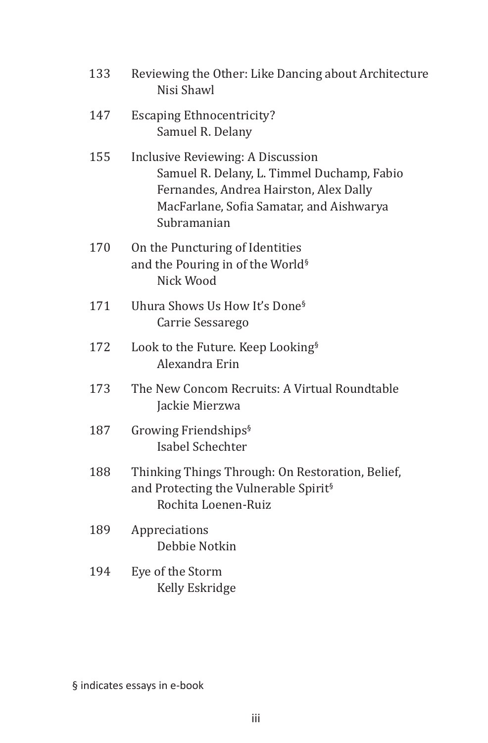| | |
|---|---|
| 133 | Reviewing the Other: Like Dancing about Architecture<br>Nisi Shawl |
| 147 | Escaping Ethnocentricity?<br>Samuel R. Delany |
| 155 | Inclusive Reviewing: A Discussion<br>Samuel R. Delany, L. Timmel Duchamp, Fabio Fernandes, Andrea Hairston, Alex Dally MacFarlane, Sofia Samatar, and Aishwarya Subramanian |
| 170 | On the Puncturing of Identities and the Pouring in of the World§<br>Nick Wood |
| 171 | Uhura Shows Us How It's Done§<br>Carrie Sessarego |
| 172 | Look to the Future. Keep Looking§<br>Alexandra Erin |
| 173 | The New Concom Recruits: A Virtual Roundtable<br>Jackie Mierzwa |
| 187 | Growing Friendships§<br>Isabel Schechter |
| 188 | Thinking Things Through: On Restoration, Belief, and Protecting the Vulnerable Spirit§<br>Rochita Loenen-Ruiz |
| 189 | Appreciations<br>Debbie Notkin |
| 194 | Eye of the Storm<br>Kelly Eskridge |

§ indicates essays in e-book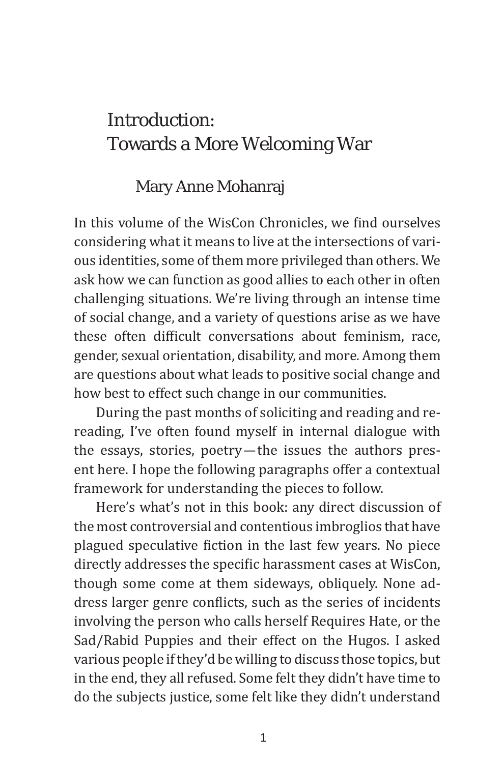# Introduction: Towards a More Welcoming War

## Mary Anne Mohanraj

In this volume of the WisCon Chronicles, we find ourselves considering what it means to live at the intersections of various identities, some of them more privileged than others. We ask how we can function as good allies to each other in often challenging situations. We're living through an intense time of social change, and a variety of questions arise as we have these often difficult conversations about feminism, race, gender, sexual orientation, disability, and more. Among them are questions about what leads to positive social change and how best to effect such change in our communities.

During the past months of soliciting and reading and re-reading, I've often found myself in internal dialogue with the essays, stories, poetry—the issues the authors present here. I hope the following paragraphs offer a contextual framework for understanding the pieces to follow.

Here's what's not in this book: any direct discussion of the most controversial and contentious imbroglios that have plagued speculative fiction in the last few years. No piece directly addresses the specific harassment cases at WisCon, though some come at them sideways, obliquely. None address larger genre conflicts, such as the series of incidents involving the person who calls herself Requires Hate, or the Sad/Rabid Puppies and their effect on the Hugos. I asked various people if they'd be willing to discuss those topics, but in the end, they all refused. Some felt they didn't have time to do the subjects justice, some felt like they didn't understand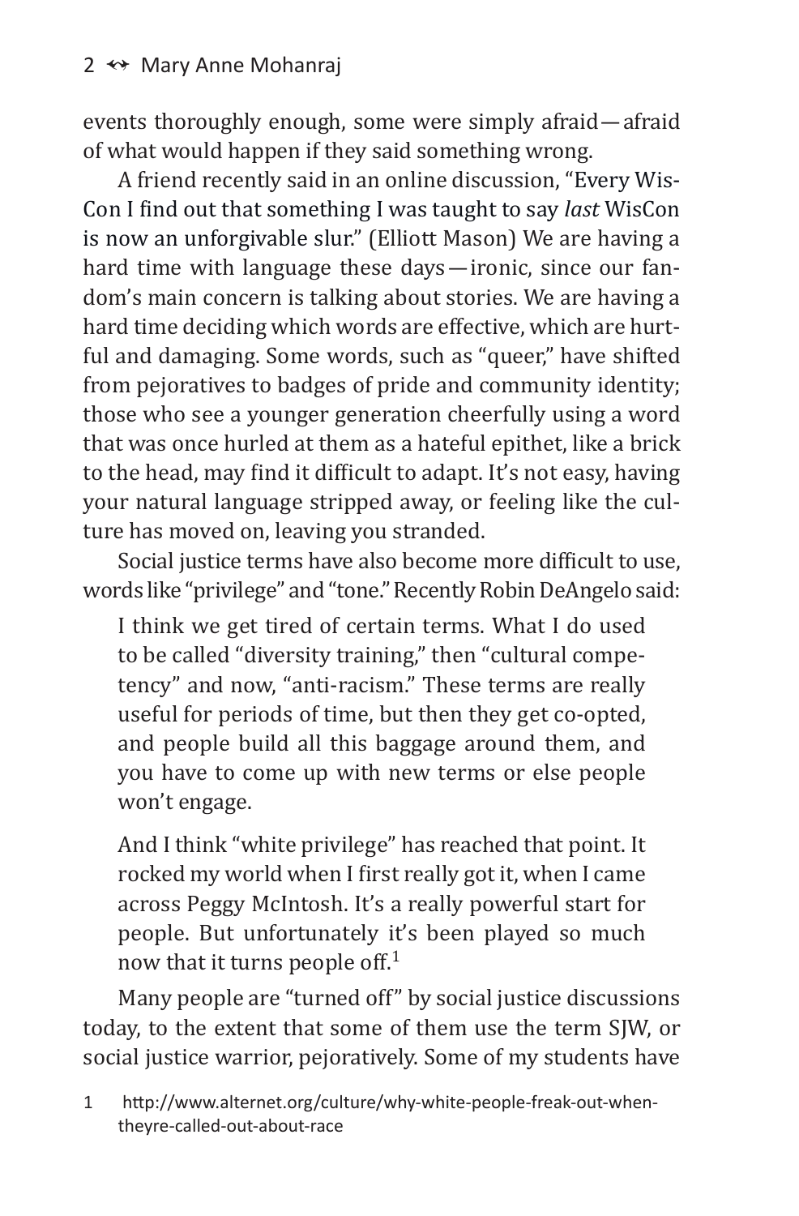events thoroughly enough, some were simply afraid—afraid of what would happen if they said something wrong.

A friend recently said in an online discussion, "Every WisCon I find out that something I was taught to say *last* WisCon is now an unforgivable slur." (Elliott Mason) We are having a hard time with language these days—ironic, since our fandom's main concern is talking about stories. We are having a hard time deciding which words are effective, which are hurtful and damaging. Some words, such as "queer," have shifted from pejoratives to badges of pride and community identity; those who see a younger generation cheerfully using a word that was once hurled at them as a hateful epithet, like a brick to the head, may find it difficult to adapt. It's not easy, having your natural language stripped away, or feeling like the culture has moved on, leaving you stranded.

Social justice terms have also become more difficult to use, words like "privilege" and "tone." Recently Robin DeAngelo said:

> I think we get tired of certain terms. What I do used to be called "diversity training," then "cultural competency" and now, "anti-racism." These terms are really useful for periods of time, but then they get co-opted, and people build all this baggage around them, and you have to come up with new terms or else people won't engage.
>
> And I think "white privilege" has reached that point. It rocked my world when I first really got it, when I came across Peggy McIntosh. It's a really powerful start for people. But unfortunately it's been played so much now that it turns people off.[1]

Many people are "turned off" by social justice discussions today, to the extent that some of them use the term SJW, or social justice warrior, pejoratively. Some of my students have

1 http://www.alternet.org/culture/why-white-people-freak-out-when-theyre-called-out-about-race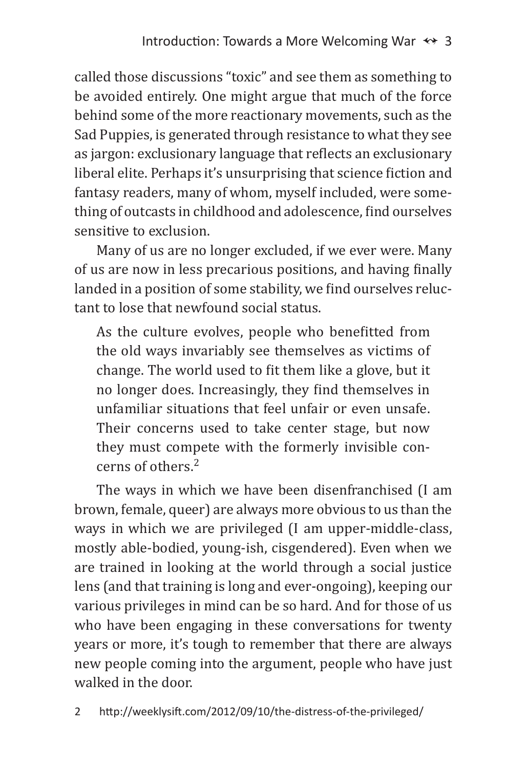called those discussions "toxic" and see them as something to be avoided entirely. One might argue that much of the force behind some of the more reactionary movements, such as the Sad Puppies, is generated through resistance to what they see as jargon: exclusionary language that reflects an exclusionary liberal elite. Perhaps it's unsurprising that science fiction and fantasy readers, many of whom, myself included, were something of outcasts in childhood and adolescence, find ourselves sensitive to exclusion.

Many of us are no longer excluded, if we ever were. Many of us are now in less precarious positions, and having finally landed in a position of some stability, we find ourselves reluctant to lose that newfound social status.

> As the culture evolves, people who benefitted from the old ways invariably see themselves as victims of change. The world used to fit them like a glove, but it no longer does. Increasingly, they find themselves in unfamiliar situations that feel unfair or even unsafe. Their concerns used to take center stage, but now they must compete with the formerly invisible concerns of others.[2]

The ways in which we have been disenfranchised (I am brown, female, queer) are always more obvious to us than the ways in which we are privileged (I am upper-middle-class, mostly able-bodied, young-ish, cisgendered). Even when we are trained in looking at the world through a social justice lens (and that training is long and ever-ongoing), keeping our various privileges in mind can be so hard. And for those of us who have been engaging in these conversations for twenty years or more, it's tough to remember that there are always new people coming into the argument, people who have just walked in the door.

2 http://weeklysift.com/2012/09/10/the-distress-of-the-privileged/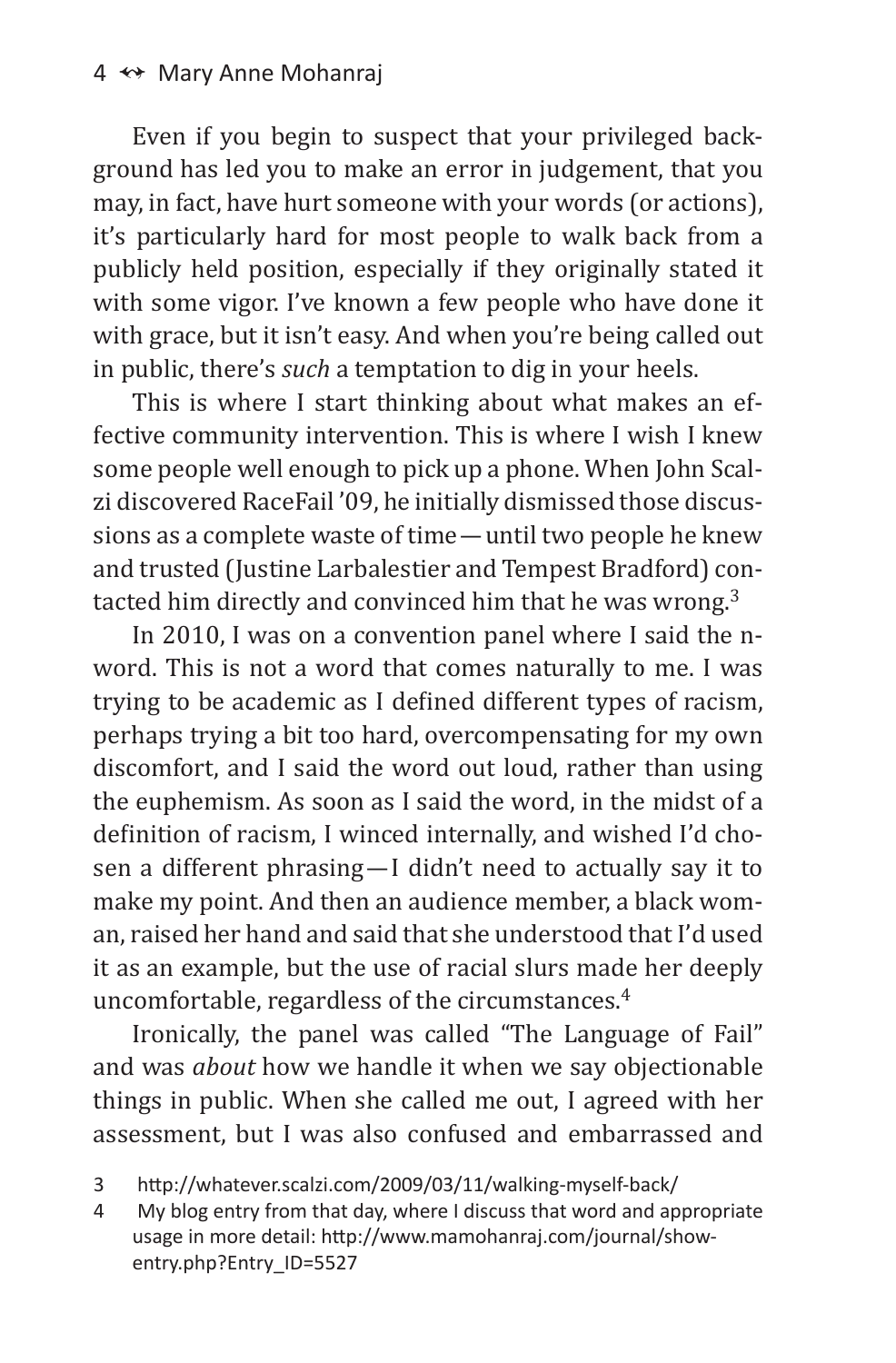Even if you begin to suspect that your privileged background has led you to make an error in judgement, that you may, in fact, have hurt someone with your words (or actions), it's particularly hard for most people to walk back from a publicly held position, especially if they originally stated it with some vigor. I've known a few people who have done it with grace, but it isn't easy. And when you're being called out in public, there's *such* a temptation to dig in your heels.

This is where I start thinking about what makes an effective community intervention. This is where I wish I knew some people well enough to pick up a phone. When John Scalzi discovered RaceFail '09, he initially dismissed those discussions as a complete waste of time — until two people he knew and trusted (Justine Larbalestier and Tempest Bradford) contacted him directly and convinced him that he was wrong.[3]

In 2010, I was on a convention panel where I said the n-word. This is not a word that comes naturally to me. I was trying to be academic as I defined different types of racism, perhaps trying a bit too hard, overcompensating for my own discomfort, and I said the word out loud, rather than using the euphemism. As soon as I said the word, in the midst of a definition of racism, I winced internally, and wished I'd chosen a different phrasing—I didn't need to actually say it to make my point. And then an audience member, a black woman, raised her hand and said that she understood that I'd used it as an example, but the use of racial slurs made her deeply uncomfortable, regardless of the circumstances.[4]

Ironically, the panel was called "The Language of Fail" and was *about* how we handle it when we say objectionable things in public. When she called me out, I agreed with her assessment, but I was also confused and embarrassed and

3 http://whatever.scalzi.com/2009/03/11/walking-myself-back/

4 My blog entry from that day, where I discuss that word and appropriate usage in more detail: http://www.mamohanraj.com/journal/show-entry.php?Entry_ID=5527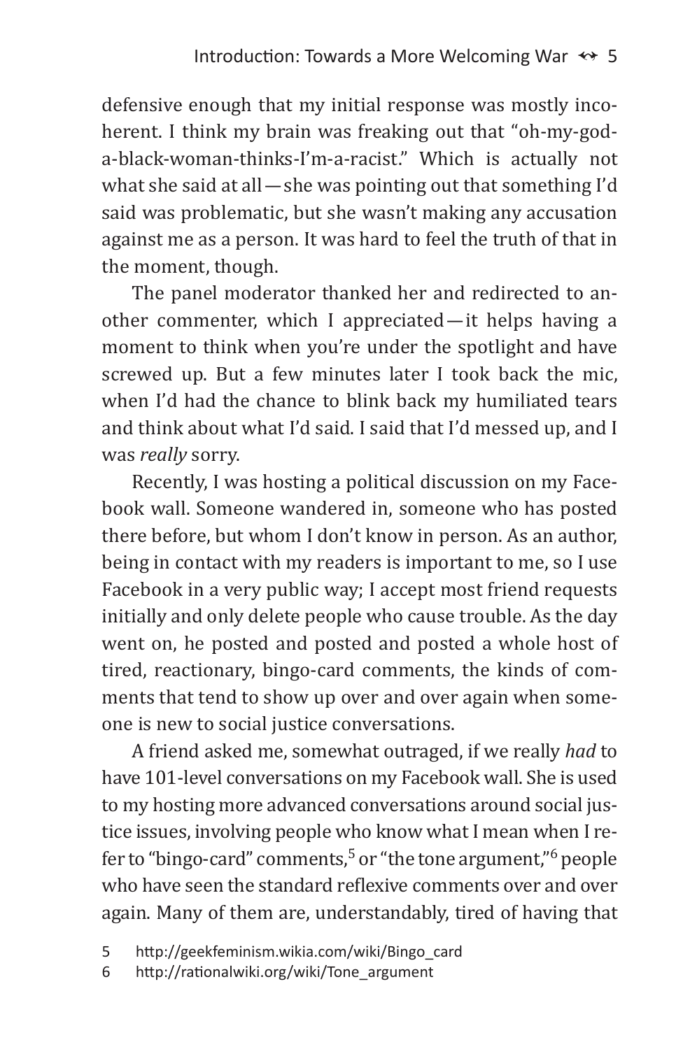defensive enough that my initial response was mostly incoherent. I think my brain was freaking out that "oh-my-god-a-black-woman-thinks-I'm-a-racist." Which is actually not what she said at all—she was pointing out that something I'd said was problematic, but she wasn't making any accusation against me as a person. It was hard to feel the truth of that in the moment, though.

The panel moderator thanked her and redirected to another commenter, which I appreciated—it helps having a moment to think when you're under the spotlight and have screwed up. But a few minutes later I took back the mic, when I'd had the chance to blink back my humiliated tears and think about what I'd said. I said that I'd messed up, and I was *really* sorry.

Recently, I was hosting a political discussion on my Facebook wall. Someone wandered in, someone who has posted there before, but whom I don't know in person. As an author, being in contact with my readers is important to me, so I use Facebook in a very public way; I accept most friend requests initially and only delete people who cause trouble. As the day went on, he posted and posted and posted a whole host of tired, reactionary, bingo-card comments, the kinds of comments that tend to show up over and over again when someone is new to social justice conversations.

A friend asked me, somewhat outraged, if we really *had* to have 101-level conversations on my Facebook wall. She is used to my hosting more advanced conversations around social justice issues, involving people who know what I mean when I refer to "bingo-card" comments,[5] or "the tone argument,"[6] people who have seen the standard reflexive comments over and over again. Many of them are, understandably, tired of having that

5 http://geekfeminism.wikia.com/wiki/Bingo_card

6 http://rationalwiki.org/wiki/Tone_argument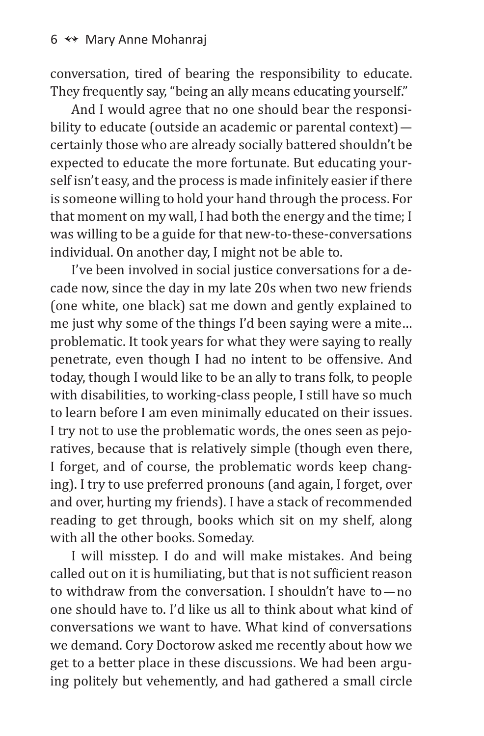conversation, tired of bearing the responsibility to educate. They frequently say, "being an ally means educating yourself."

And I would agree that no one should bear the responsibility to educate (outside an academic or parental context)—certainly those who are already socially battered shouldn't be expected to educate the more fortunate. But educating yourself isn't easy, and the process is made infinitely easier if there is someone willing to hold your hand through the process. For that moment on my wall, I had both the energy and the time; I was willing to be a guide for that new-to-these-conversations individual. On another day, I might not be able to.

I've been involved in social justice conversations for a decade now, since the day in my late 20s when two new friends (one white, one black) sat me down and gently explained to me just why some of the things I'd been saying were a mite… problematic. It took years for what they were saying to really penetrate, even though I had no intent to be offensive. And today, though I would like to be an ally to trans folk, to people with disabilities, to working-class people, I still have so much to learn before I am even minimally educated on their issues. I try not to use the problematic words, the ones seen as pejoratives, because that is relatively simple (though even there, I forget, and of course, the problematic words keep changing). I try to use preferred pronouns (and again, I forget, over and over, hurting my friends). I have a stack of recommended reading to get through, books which sit on my shelf, along with all the other books. Someday.

I will misstep. I do and will make mistakes. And being called out on it is humiliating, but that is not sufficient reason to withdraw from the conversation. I shouldn't have to—no one should have to. I'd like us all to think about what kind of conversations we want to have. What kind of conversations we demand. Cory Doctorow asked me recently about how we get to a better place in these discussions. We had been arguing politely but vehemently, and had gathered a small circle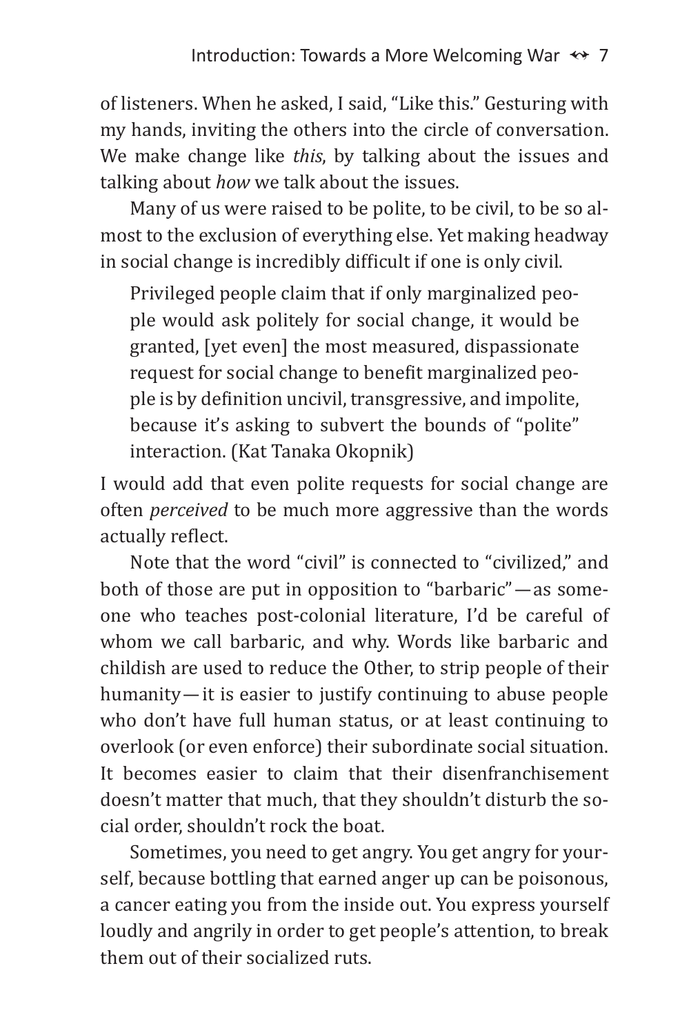of listeners. When he asked, I said, "Like this." Gesturing with my hands, inviting the others into the circle of conversation. We make change like *this*, by talking about the issues and talking about *how* we talk about the issues.

Many of us were raised to be polite, to be civil, to be so almost to the exclusion of everything else. Yet making headway in social change is incredibly difficult if one is only civil.

> Privileged people claim that if only marginalized people would ask politely for social change, it would be granted, [yet even] the most measured, dispassionate request for social change to benefit marginalized people is by definition uncivil, transgressive, and impolite, because it's asking to subvert the bounds of "polite" interaction. (Kat Tanaka Okopnik)

I would add that even polite requests for social change are often *perceived* to be much more aggressive than the words actually reflect.

Note that the word "civil" is connected to "civilized," and both of those are put in opposition to "barbaric"—as someone who teaches post-colonial literature, I'd be careful of whom we call barbaric, and why. Words like barbaric and childish are used to reduce the Other, to strip people of their humanity—it is easier to justify continuing to abuse people who don't have full human status, or at least continuing to overlook (or even enforce) their subordinate social situation. It becomes easier to claim that their disenfranchisement doesn't matter that much, that they shouldn't disturb the social order, shouldn't rock the boat.

Sometimes, you need to get angry. You get angry for yourself, because bottling that earned anger up can be poisonous, a cancer eating you from the inside out. You express yourself loudly and angrily in order to get people's attention, to break them out of their socialized ruts.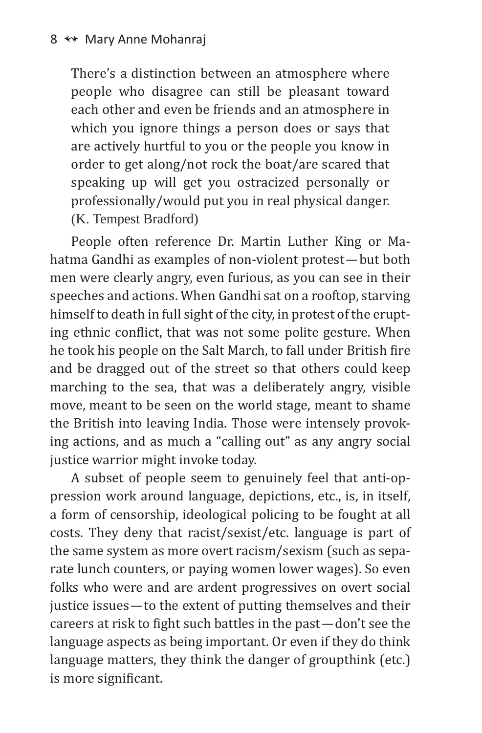> There's a distinction between an atmosphere where people who disagree can still be pleasant toward each other and even be friends and an atmosphere in which you ignore things a person does or says that are actively hurtful to you or the people you know in order to get along/not rock the boat/are scared that speaking up will get you ostracized personally or professionally/would put you in real physical danger. (K. Tempest Bradford)

People often reference Dr. Martin Luther King or Mahatma Gandhi as examples of non-violent protest—but both men were clearly angry, even furious, as you can see in their speeches and actions. When Gandhi sat on a rooftop, starving himself to death in full sight of the city, in protest of the erupting ethnic conflict, that was not some polite gesture. When he took his people on the Salt March, to fall under British fire and be dragged out of the street so that others could keep marching to the sea, that was a deliberately angry, visible move, meant to be seen on the world stage, meant to shame the British into leaving India. Those were intensely provoking actions, and as much a "calling out" as any angry social justice warrior might invoke today.

A subset of people seem to genuinely feel that anti-oppression work around language, depictions, etc., is, in itself, a form of censorship, ideological policing to be fought at all costs. They deny that racist/sexist/etc. language is part of the same system as more overt racism/sexism (such as separate lunch counters, or paying women lower wages). So even folks who were and are ardent progressives on overt social justice issues—to the extent of putting themselves and their careers at risk to fight such battles in the past—don't see the language aspects as being important. Or even if they do think language matters, they think the danger of groupthink (etc.) is more significant.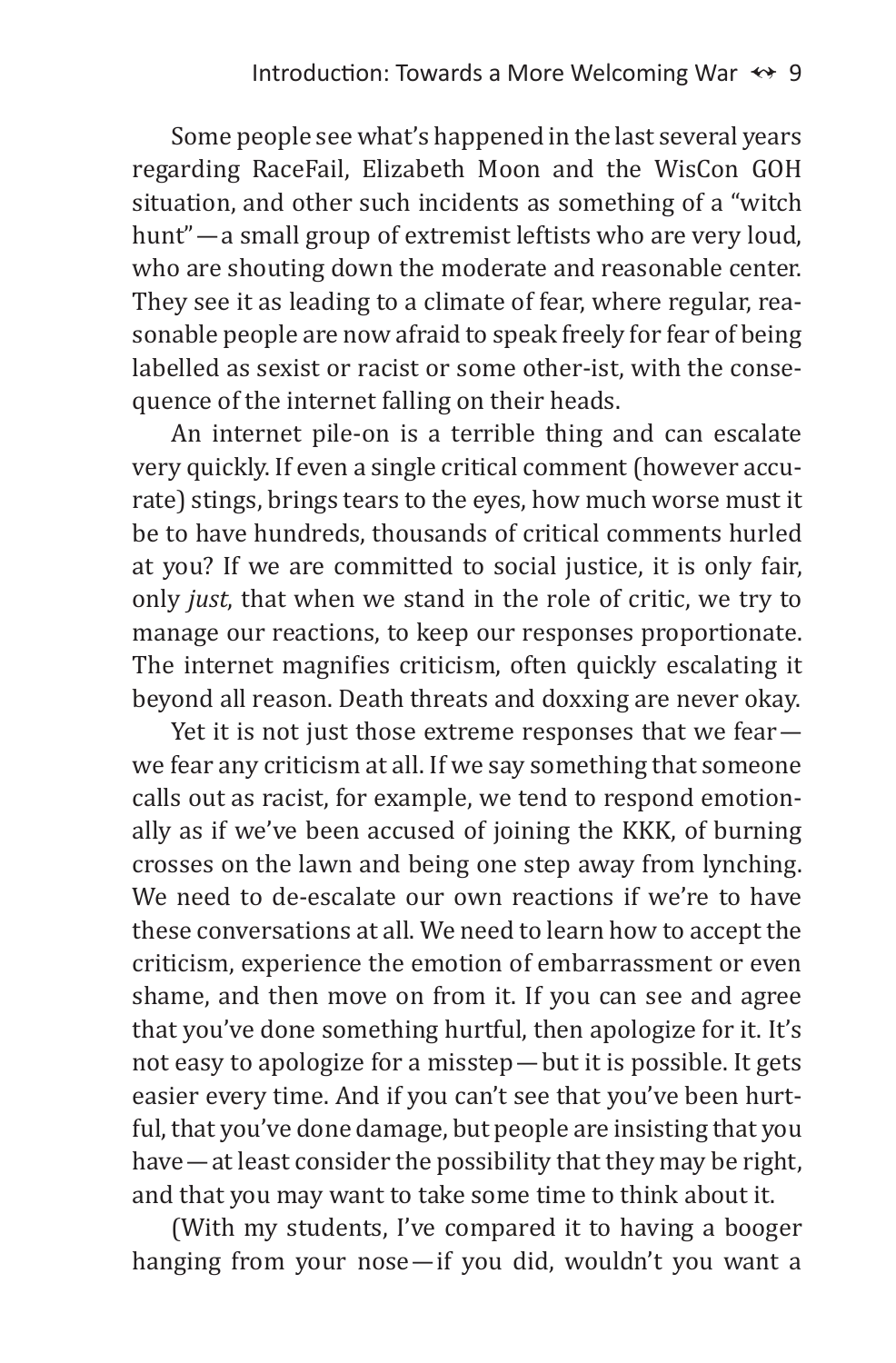Some people see what's happened in the last several years regarding RaceFail, Elizabeth Moon and the WisCon GOH situation, and other such incidents as something of a "witch hunt" — a small group of extremist leftists who are very loud, who are shouting down the moderate and reasonable center. They see it as leading to a climate of fear, where regular, reasonable people are now afraid to speak freely for fear of being labelled as sexist or racist or some other-ist, with the consequence of the internet falling on their heads.

An internet pile-on is a terrible thing and can escalate very quickly. If even a single critical comment (however accurate) stings, brings tears to the eyes, how much worse must it be to have hundreds, thousands of critical comments hurled at you? If we are committed to social justice, it is only fair, only *just*, that when we stand in the role of critic, we try to manage our reactions, to keep our responses proportionate. The internet magnifies criticism, often quickly escalating it beyond all reason. Death threats and doxxing are never okay.

Yet it is not just those extreme responses that we fear — we fear any criticism at all. If we say something that someone calls out as racist, for example, we tend to respond emotionally as if we've been accused of joining the KKK, of burning crosses on the lawn and being one step away from lynching. We need to de-escalate our own reactions if we're to have these conversations at all. We need to learn how to accept the criticism, experience the emotion of embarrassment or even shame, and then move on from it. If you can see and agree that you've done something hurtful, then apologize for it. It's not easy to apologize for a misstep — but it is possible. It gets easier every time. And if you can't see that you've been hurtful, that you've done damage, but people are insisting that you have — at least consider the possibility that they may be right, and that you may want to take some time to think about it.

(With my students, I've compared it to having a booger hanging from your nose — if you did, wouldn't you want a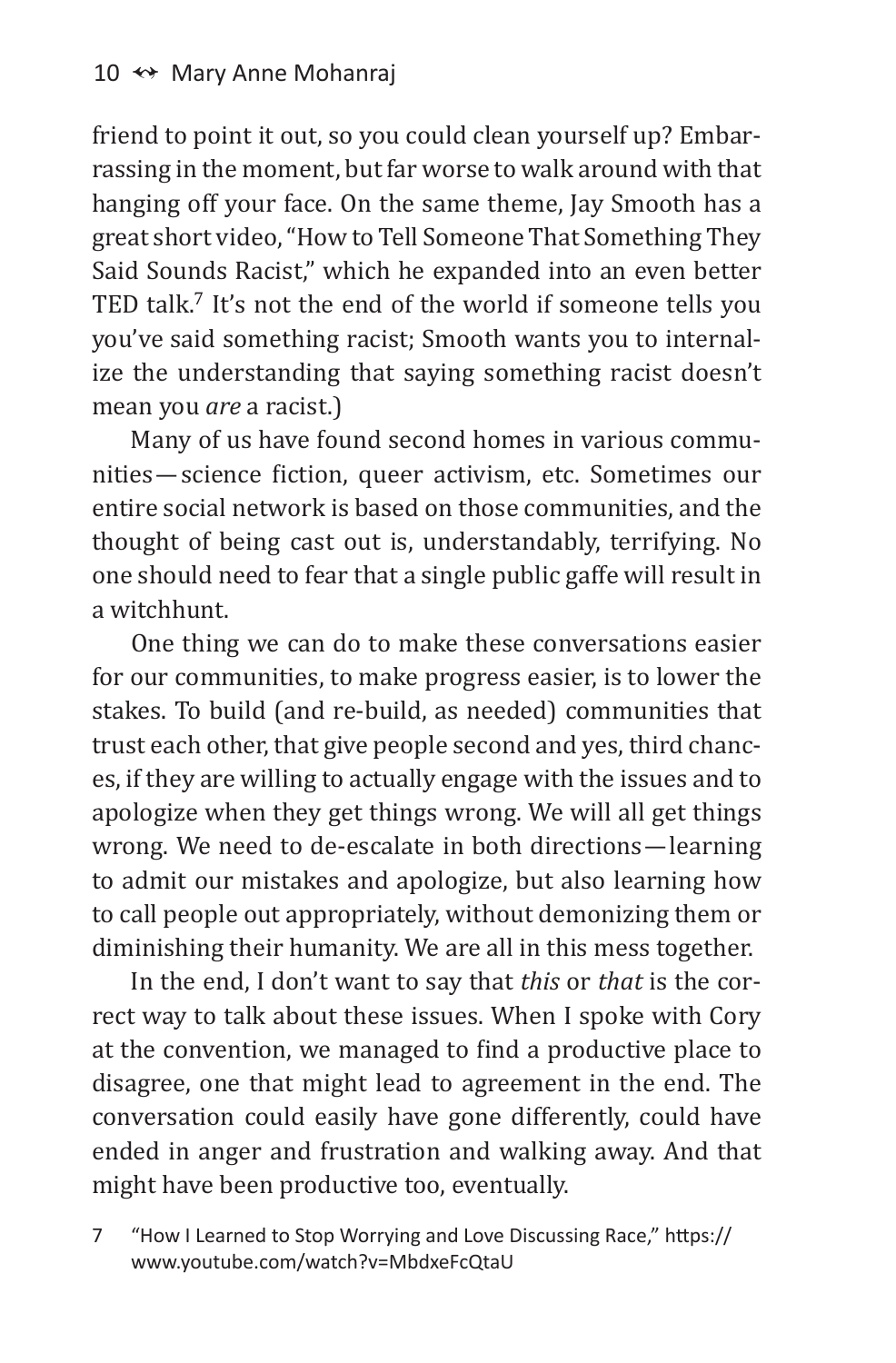friend to point it out, so you could clean yourself up? Embarrassing in the moment, but far worse to walk around with that hanging off your face. On the same theme, Jay Smooth has a great short video, "How to Tell Someone That Something They Said Sounds Racist," which he expanded into an even better TED talk.[7] It's not the end of the world if someone tells you you've said something racist; Smooth wants you to internalize the understanding that saying something racist doesn't mean you *are* a racist.)

Many of us have found second homes in various communities—science fiction, queer activism, etc. Sometimes our entire social network is based on those communities, and the thought of being cast out is, understandably, terrifying. No one should need to fear that a single public gaffe will result in a witchhunt.

One thing we can do to make these conversations easier for our communities, to make progress easier, is to lower the stakes. To build (and re-build, as needed) communities that trust each other, that give people second and yes, third chances, if they are willing to actually engage with the issues and to apologize when they get things wrong. We will all get things wrong. We need to de-escalate in both directions—learning to admit our mistakes and apologize, but also learning how to call people out appropriately, without demonizing them or diminishing their humanity. We are all in this mess together.

In the end, I don't want to say that *this* or *that* is the correct way to talk about these issues. When I spoke with Cory at the convention, we managed to find a productive place to disagree, one that might lead to agreement in the end. The conversation could easily have gone differently, could have ended in anger and frustration and walking away. And that might have been productive too, eventually.

7 "How I Learned to Stop Worrying and Love Discussing Race," https://www.youtube.com/watch?v=MbdxeFcQtaU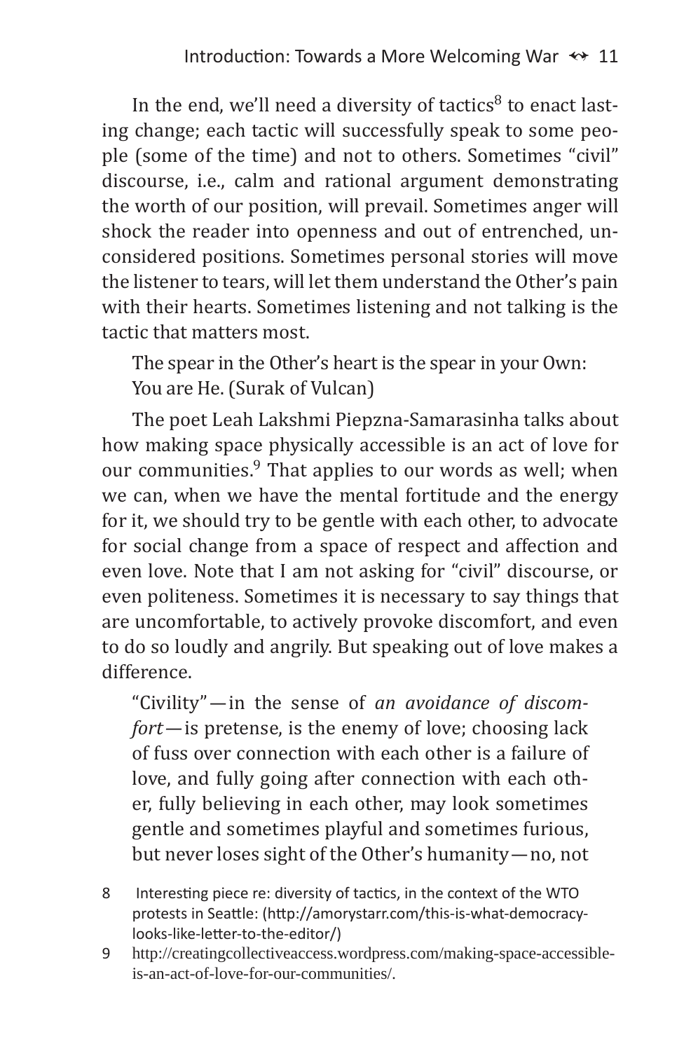In the end, we'll need a diversity of tactics[8] to enact lasting change; each tactic will successfully speak to some people (some of the time) and not to others. Sometimes "civil" discourse, i.e., calm and rational argument demonstrating the worth of our position, will prevail. Sometimes anger will shock the reader into openness and out of entrenched, unconsidered positions. Sometimes personal stories will move the listener to tears, will let them understand the Other's pain with their hearts. Sometimes listening and not talking is the tactic that matters most.

> The spear in the Other's heart is the spear in your Own:
> You are He. (Surak of Vulcan)

The poet Leah Lakshmi Piepzna-Samarasinha talks about how making space physically accessible is an act of love for our communities.[9] That applies to our words as well; when we can, when we have the mental fortitude and the energy for it, we should try to be gentle with each other, to advocate for social change from a space of respect and affection and even love. Note that I am not asking for "civil" discourse, or even politeness. Sometimes it is necessary to say things that are uncomfortable, to actively provoke discomfort, and even to do so loudly and angrily. But speaking out of love makes a difference.

> "Civility"—in the sense of *an avoidance of discomfort*—is pretense, is the enemy of love; choosing lack of fuss over connection with each other is a failure of love, and fully going after connection with each other, fully believing in each other, may look sometimes gentle and sometimes playful and sometimes furious, but never loses sight of the Other's humanity—no, not

8 Interesting piece re: diversity of tactics, in the context of the WTO protests in Seattle: (http://amorystarr.com/this-is-what-democracy-looks-like-letter-to-the-editor/)

9 http://creatingcollectiveaccess.wordpress.com/making-space-accessible-is-an-act-of-love-for-our-communities/.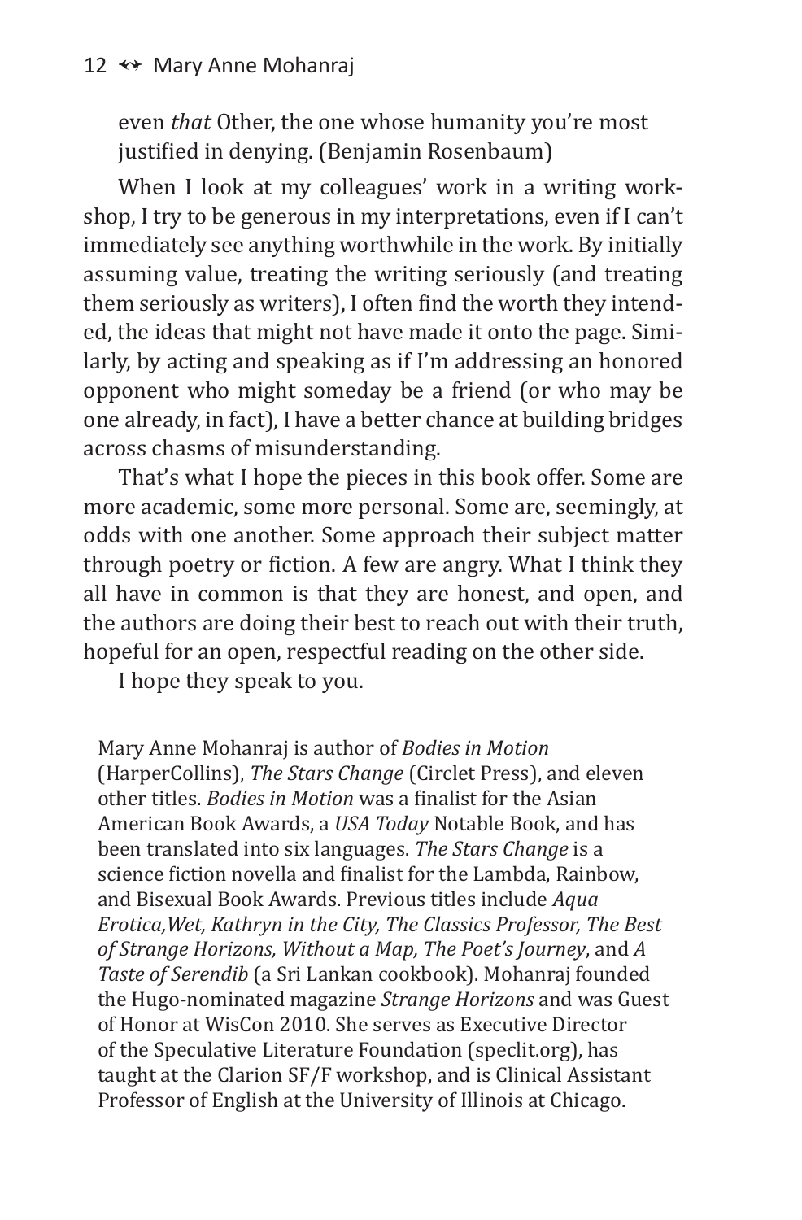even *that* Other, the one whose humanity you're most justified in denying. (Benjamin Rosenbaum)

When I look at my colleagues' work in a writing workshop, I try to be generous in my interpretations, even if I can't immediately see anything worthwhile in the work. By initially assuming value, treating the writing seriously (and treating them seriously as writers), I often find the worth they intended, the ideas that might not have made it onto the page. Similarly, by acting and speaking as if I'm addressing an honored opponent who might someday be a friend (or who may be one already, in fact), I have a better chance at building bridges across chasms of misunderstanding.

That's what I hope the pieces in this book offer. Some are more academic, some more personal. Some are, seemingly, at odds with one another. Some approach their subject matter through poetry or fiction. A few are angry. What I think they all have in common is that they are honest, and open, and the authors are doing their best to reach out with their truth, hopeful for an open, respectful reading on the other side.

I hope they speak to you.

Mary Anne Mohanraj is author of *Bodies in Motion* (HarperCollins), *The Stars Change* (Circlet Press), and eleven other titles. *Bodies in Motion* was a finalist for the Asian American Book Awards, a *USA Today* Notable Book, and has been translated into six languages. *The Stars Change* is a science fiction novella and finalist for the Lambda, Rainbow, and Bisexual Book Awards. Previous titles include *Aqua Erotica,Wet, Kathryn in the City, The Classics Professor, The Best of Strange Horizons, Without a Map, The Poet's Journey*, and *A Taste of Serendib* (a Sri Lankan cookbook). Mohanraj founded the Hugo-nominated magazine *Strange Horizons* and was Guest of Honor at WisCon 2010. She serves as Executive Director of the Speculative Literature Foundation (speclit.org), has taught at the Clarion SF/F workshop, and is Clinical Assistant Professor of English at the University of Illinois at Chicago.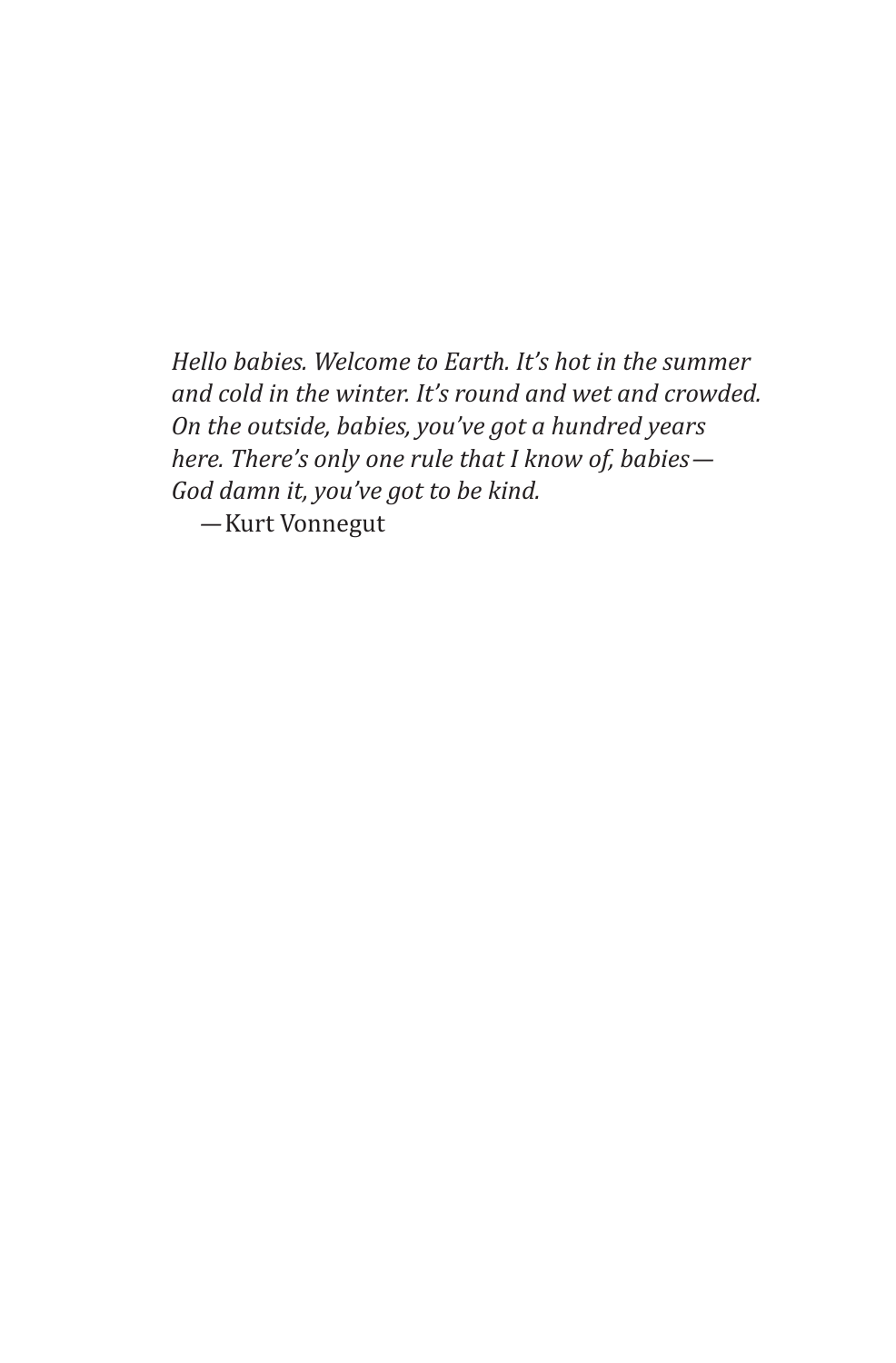*Hello babies. Welcome to Earth. It's hot in the summer and cold in the winter. It's round and wet and crowded. On the outside, babies, you've got a hundred years here. There's only one rule that I know of, babies—God damn it, you've got to be kind.*

—Kurt Vonnegut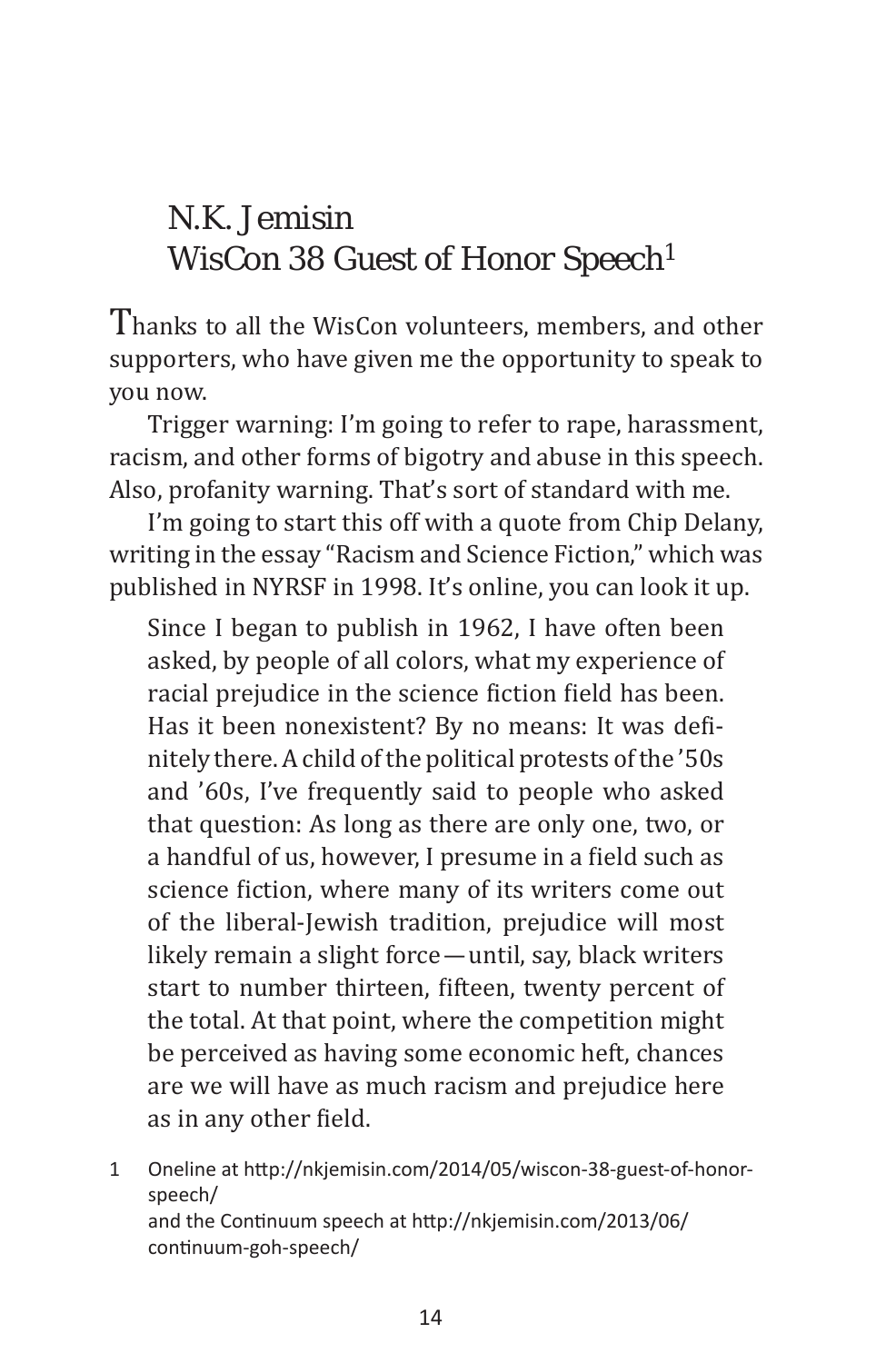# N.K. Jemisin
# WisCon 38 Guest of Honor Speech[1]

Thanks to all the WisCon volunteers, members, and other supporters, who have given me the opportunity to speak to you now.

Trigger warning: I'm going to refer to rape, harassment, racism, and other forms of bigotry and abuse in this speech. Also, profanity warning. That's sort of standard with me.

I'm going to start this off with a quote from Chip Delany, writing in the essay "Racism and Science Fiction," which was published in NYRSF in 1998. It's online, you can look it up.

> Since I began to publish in 1962, I have often been asked, by people of all colors, what my experience of racial prejudice in the science fiction field has been. Has it been nonexistent? By no means: It was definitely there. A child of the political protests of the '50s and '60s, I've frequently said to people who asked that question: As long as there are only one, two, or a handful of us, however, I presume in a field such as science fiction, where many of its writers come out of the liberal-Jewish tradition, prejudice will most likely remain a slight force—until, say, black writers start to number thirteen, fifteen, twenty percent of the total. At that point, where the competition might be perceived as having some economic heft, chances are we will have as much racism and prejudice here as in any other field.

1 Oneline at http://nkjemisin.com/2014/05/wiscon-38-guest-of-honor-speech/
and the Continuum speech at http://nkjemisin.com/2013/06/continuum-goh-speech/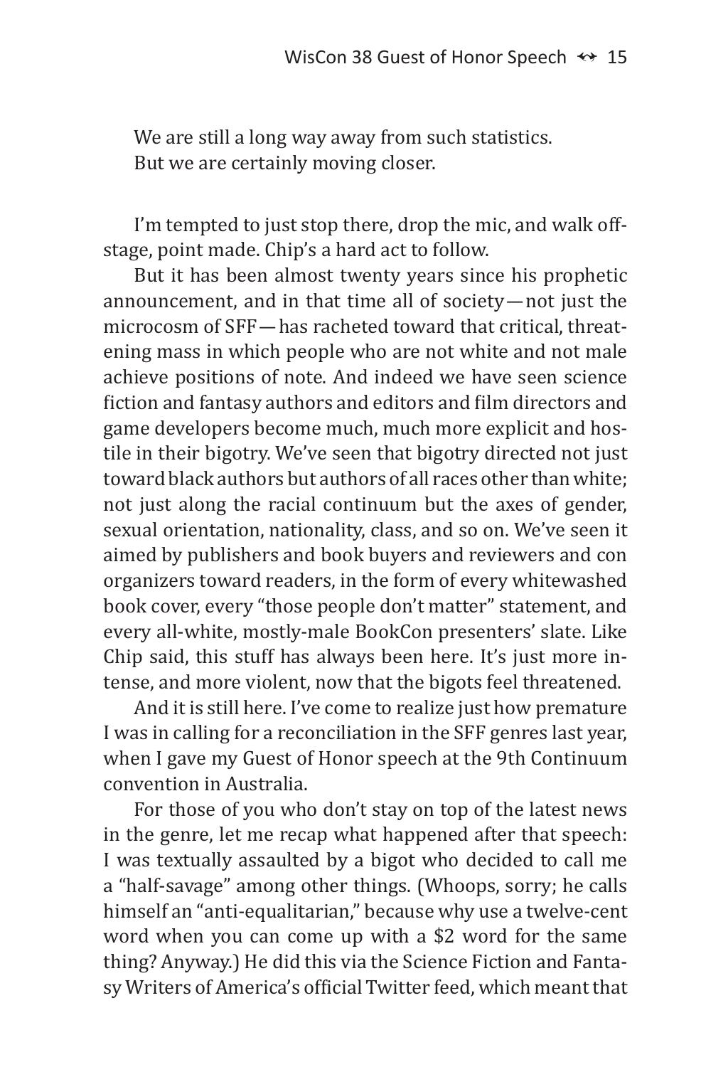We are still a long way away from such statistics.
But we are certainly moving closer.

I'm tempted to just stop there, drop the mic, and walk offstage, point made. Chip's a hard act to follow.

But it has been almost twenty years since his prophetic announcement, and in that time all of society—not just the microcosm of SFF—has racheted toward that critical, threatening mass in which people who are not white and not male achieve positions of note. And indeed we have seen science fiction and fantasy authors and editors and film directors and game developers become much, much more explicit and hostile in their bigotry. We've seen that bigotry directed not just toward black authors but authors of all races other than white; not just along the racial continuum but the axes of gender, sexual orientation, nationality, class, and so on. We've seen it aimed by publishers and book buyers and reviewers and con organizers toward readers, in the form of every whitewashed book cover, every "those people don't matter" statement, and every all-white, mostly-male BookCon presenters' slate. Like Chip said, this stuff has always been here. It's just more intense, and more violent, now that the bigots feel threatened.

And it is still here. I've come to realize just how premature I was in calling for a reconciliation in the SFF genres last year, when I gave my Guest of Honor speech at the 9th Continuum convention in Australia.

For those of you who don't stay on top of the latest news in the genre, let me recap what happened after that speech: I was textually assaulted by a bigot who decided to call me a "half-savage" among other things. (Whoops, sorry; he calls himself an "anti-equalitarian," because why use a twelve-cent word when you can come up with a $2 word for the same thing? Anyway.) He did this via the Science Fiction and Fantasy Writers of America's official Twitter feed, which meant that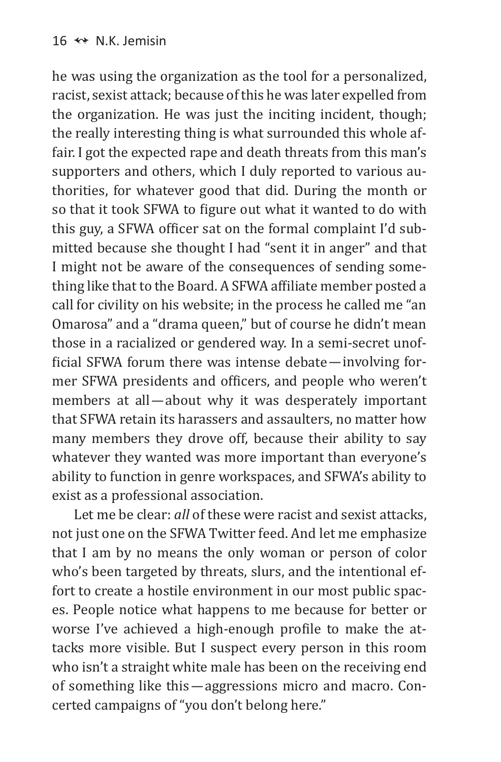he was using the organization as the tool for a personalized, racist, sexist attack; because of this he was later expelled from the organization. He was just the inciting incident, though; the really interesting thing is what surrounded this whole affair. I got the expected rape and death threats from this man's supporters and others, which I duly reported to various authorities, for whatever good that did. During the month or so that it took SFWA to figure out what it wanted to do with this guy, a SFWA officer sat on the formal complaint I'd submitted because she thought I had "sent it in anger" and that I might not be aware of the consequences of sending something like that to the Board. A SFWA affiliate member posted a call for civility on his website; in the process he called me "an Omarosa" and a "drama queen," but of course he didn't mean those in a racialized or gendered way. In a semi-secret unofficial SFWA forum there was intense debate—involving former SFWA presidents and officers, and people who weren't members at all—about why it was desperately important that SFWA retain its harassers and assaulters, no matter how many members they drove off, because their ability to say whatever they wanted was more important than everyone's ability to function in genre workspaces, and SFWA's ability to exist as a professional association.

Let me be clear: *all* of these were racist and sexist attacks, not just one on the SFWA Twitter feed. And let me emphasize that I am by no means the only woman or person of color who's been targeted by threats, slurs, and the intentional effort to create a hostile environment in our most public spaces. People notice what happens to me because for better or worse I've achieved a high-enough profile to make the attacks more visible. But I suspect every person in this room who isn't a straight white male has been on the receiving end of something like this—aggressions micro and macro. Concerted campaigns of "you don't belong here."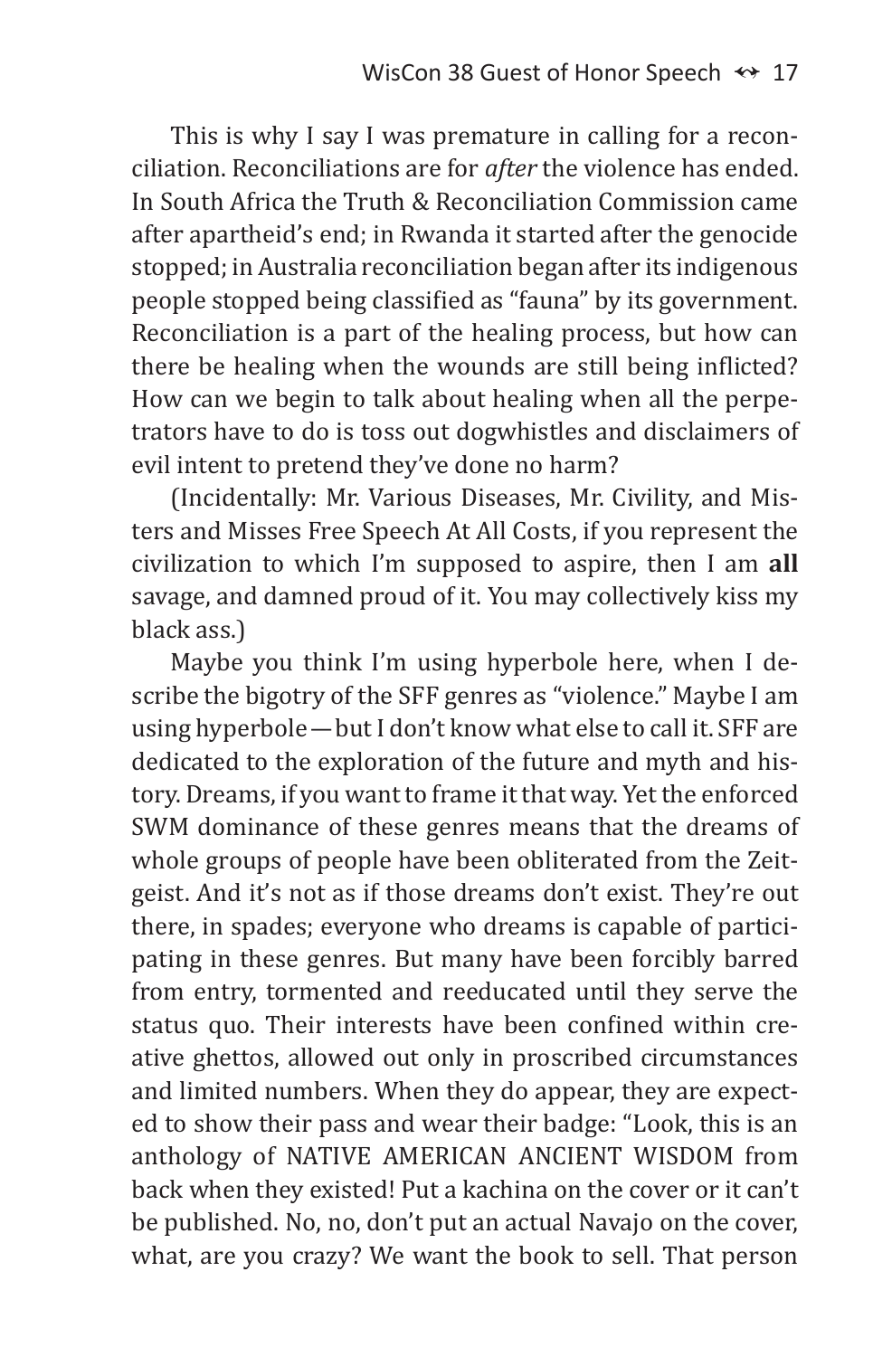This is why I say I was premature in calling for a reconciliation. Reconciliations are for *after* the violence has ended. In South Africa the Truth & Reconciliation Commission came after apartheid's end; in Rwanda it started after the genocide stopped; in Australia reconciliation began after its indigenous people stopped being classified as "fauna" by its government. Reconciliation is a part of the healing process, but how can there be healing when the wounds are still being inflicted? How can we begin to talk about healing when all the perpetrators have to do is toss out dogwhistles and disclaimers of evil intent to pretend they've done no harm?

(Incidentally: Mr. Various Diseases, Mr. Civility, and Misters and Misses Free Speech At All Costs, if you represent the civilization to which I'm supposed to aspire, then I am **all** savage, and damned proud of it. You may collectively kiss my black ass.)

Maybe you think I'm using hyperbole here, when I describe the bigotry of the SFF genres as "violence." Maybe I am using hyperbole—but I don't know what else to call it. SFF are dedicated to the exploration of the future and myth and history. Dreams, if you want to frame it that way. Yet the enforced SWM dominance of these genres means that the dreams of whole groups of people have been obliterated from the Zeitgeist. And it's not as if those dreams don't exist. They're out there, in spades; everyone who dreams is capable of participating in these genres. But many have been forcibly barred from entry, tormented and reeducated until they serve the status quo. Their interests have been confined within creative ghettos, allowed out only in proscribed circumstances and limited numbers. When they do appear, they are expected to show their pass and wear their badge: "Look, this is an anthology of NATIVE AMERICAN ANCIENT WISDOM from back when they existed! Put a kachina on the cover or it can't be published. No, no, don't put an actual Navajo on the cover, what, are you crazy? We want the book to sell. That person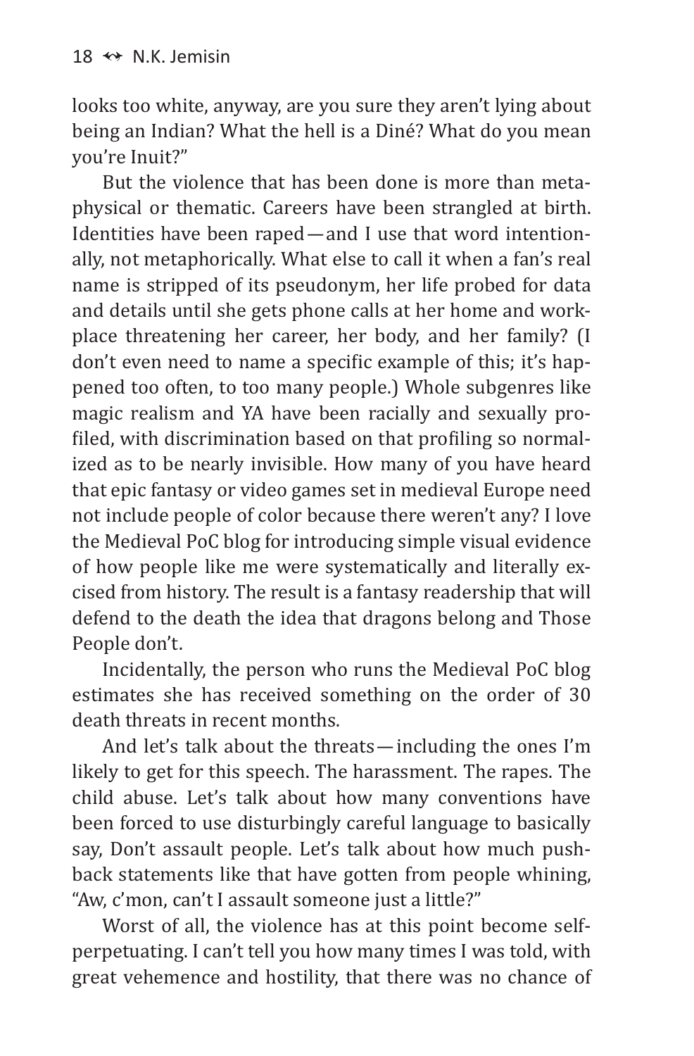looks too white, anyway, are you sure they aren't lying about being an Indian? What the hell is a Diné? What do you mean you're Inuit?"

But the violence that has been done is more than metaphysical or thematic. Careers have been strangled at birth. Identities have been raped—and I use that word intentionally, not metaphorically. What else to call it when a fan's real name is stripped of its pseudonym, her life probed for data and details until she gets phone calls at her home and workplace threatening her career, her body, and her family? (I don't even need to name a specific example of this; it's happened too often, to too many people.) Whole subgenres like magic realism and YA have been racially and sexually profiled, with discrimination based on that profiling so normalized as to be nearly invisible. How many of you have heard that epic fantasy or video games set in medieval Europe need not include people of color because there weren't any? I love the Medieval PoC blog for introducing simple visual evidence of how people like me were systematically and literally excised from history. The result is a fantasy readership that will defend to the death the idea that dragons belong and Those People don't.

Incidentally, the person who runs the Medieval PoC blog estimates she has received something on the order of 30 death threats in recent months.

And let's talk about the threats—including the ones I'm likely to get for this speech. The harassment. The rapes. The child abuse. Let's talk about how many conventions have been forced to use disturbingly careful language to basically say, Don't assault people. Let's talk about how much pushback statements like that have gotten from people whining, "Aw, c'mon, can't I assault someone just a little?"

Worst of all, the violence has at this point become self-perpetuating. I can't tell you how many times I was told, with great vehemence and hostility, that there was no chance of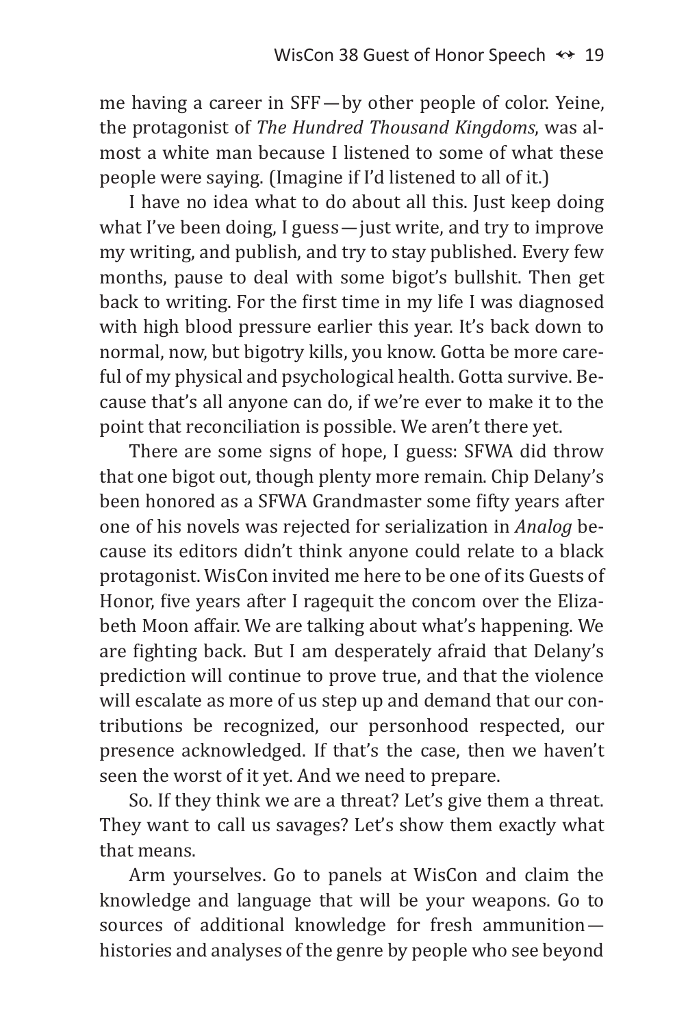me having a career in SFF—by other people of color. Yeine, the protagonist of *The Hundred Thousand Kingdoms*, was almost a white man because I listened to some of what these people were saying. (Imagine if I'd listened to all of it.)

I have no idea what to do about all this. Just keep doing what I've been doing, I guess—just write, and try to improve my writing, and publish, and try to stay published. Every few months, pause to deal with some bigot's bullshit. Then get back to writing. For the first time in my life I was diagnosed with high blood pressure earlier this year. It's back down to normal, now, but bigotry kills, you know. Gotta be more careful of my physical and psychological health. Gotta survive. Because that's all anyone can do, if we're ever to make it to the point that reconciliation is possible. We aren't there yet.

There are some signs of hope, I guess: SFWA did throw that one bigot out, though plenty more remain. Chip Delany's been honored as a SFWA Grandmaster some fifty years after one of his novels was rejected for serialization in *Analog* because its editors didn't think anyone could relate to a black protagonist. WisCon invited me here to be one of its Guests of Honor, five years after I ragequit the concom over the Elizabeth Moon affair. We are talking about what's happening. We are fighting back. But I am desperately afraid that Delany's prediction will continue to prove true, and that the violence will escalate as more of us step up and demand that our contributions be recognized, our personhood respected, our presence acknowledged. If that's the case, then we haven't seen the worst of it yet. And we need to prepare.

So. If they think we are a threat? Let's give them a threat. They want to call us savages? Let's show them exactly what that means.

Arm yourselves. Go to panels at WisCon and claim the knowledge and language that will be your weapons. Go to sources of additional knowledge for fresh ammunition—histories and analyses of the genre by people who see beyond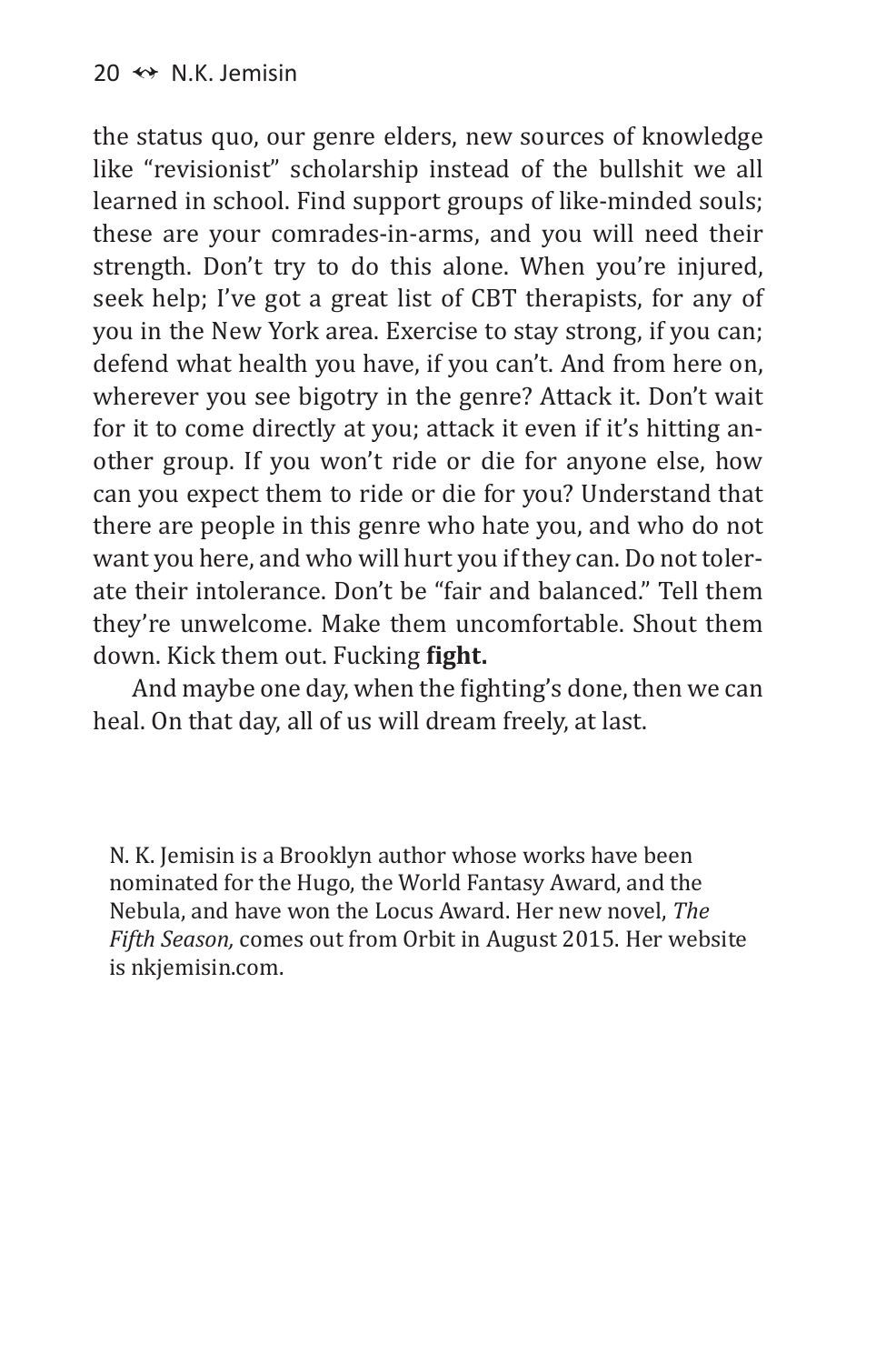the status quo, our genre elders, new sources of knowledge like "revisionist" scholarship instead of the bullshit we all learned in school. Find support groups of like-minded souls; these are your comrades-in-arms, and you will need their strength. Don't try to do this alone. When you're injured, seek help; I've got a great list of CBT therapists, for any of you in the New York area. Exercise to stay strong, if you can; defend what health you have, if you can't. And from here on, wherever you see bigotry in the genre? Attack it. Don't wait for it to come directly at you; attack it even if it's hitting another group. If you won't ride or die for anyone else, how can you expect them to ride or die for you? Understand that there are people in this genre who hate you, and who do not want you here, and who will hurt you if they can. Do not tolerate their intolerance. Don't be "fair and balanced." Tell them they're unwelcome. Make them uncomfortable. Shout them down. Kick them out. Fucking **fight.**

And maybe one day, when the fighting's done, then we can heal. On that day, all of us will dream freely, at last.

N. K. Jemisin is a Brooklyn author whose works have been nominated for the Hugo, the World Fantasy Award, and the Nebula, and have won the Locus Award. Her new novel, *The Fifth Season,* comes out from Orbit in August 2015. Her website is nkjemisin.com.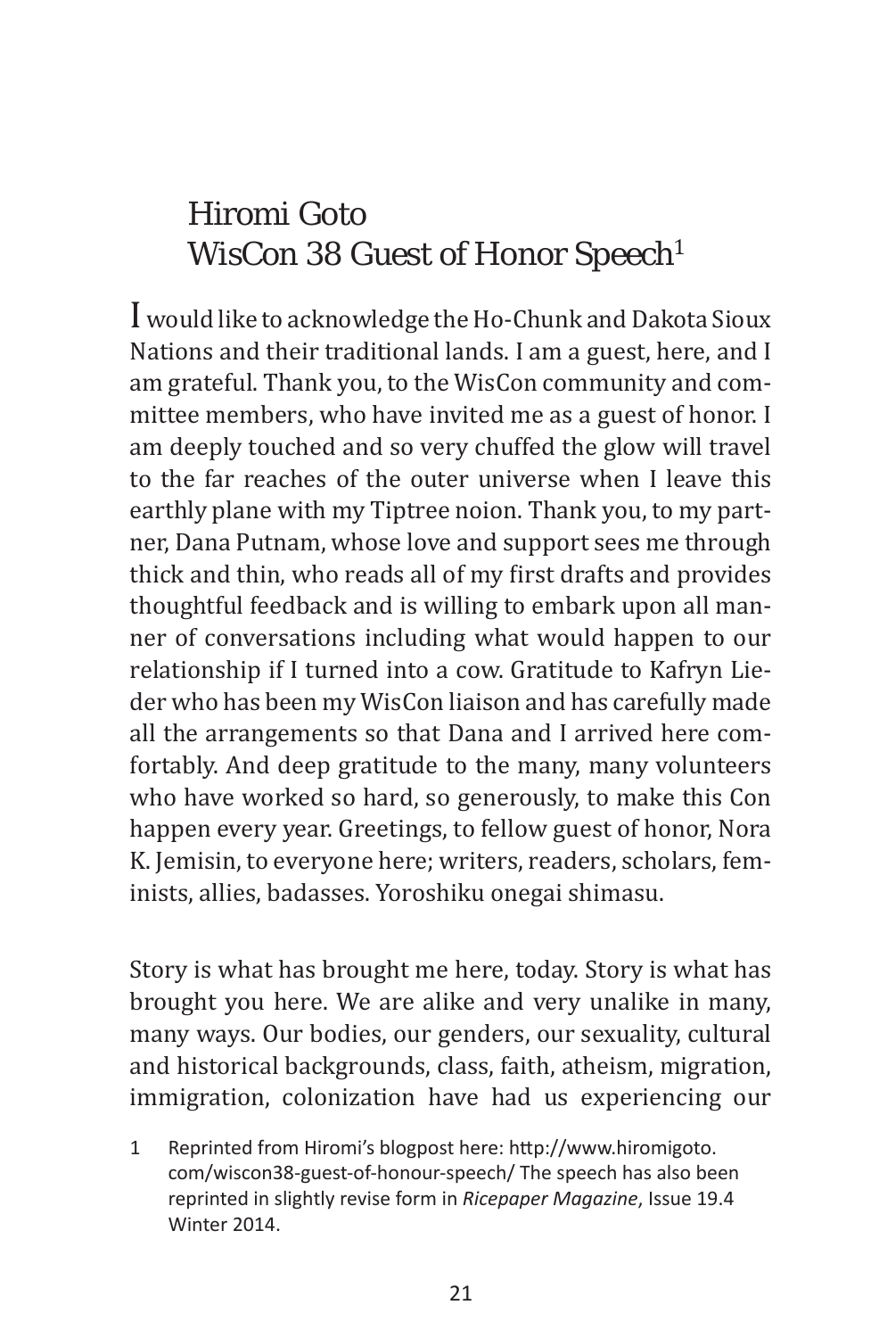# Hiromi Goto
## WisCon 38 Guest of Honor Speech[1]

I would like to acknowledge the Ho-Chunk and Dakota Sioux Nations and their traditional lands. I am a guest, here, and I am grateful. Thank you, to the WisCon community and committee members, who have invited me as a guest of honor. I am deeply touched and so very chuffed the glow will travel to the far reaches of the outer universe when I leave this earthly plane with my Tiptree noion. Thank you, to my partner, Dana Putnam, whose love and support sees me through thick and thin, who reads all of my first drafts and provides thoughtful feedback and is willing to embark upon all manner of conversations including what would happen to our relationship if I turned into a cow. Gratitude to Kafryn Lieder who has been my WisCon liaison and has carefully made all the arrangements so that Dana and I arrived here comfortably. And deep gratitude to the many, many volunteers who have worked so hard, so generously, to make this Con happen every year. Greetings, to fellow guest of honor, Nora K. Jemisin, to everyone here; writers, readers, scholars, feminists, allies, badasses. Yoroshiku onegai shimasu.

Story is what has brought me here, today. Story is what has brought you here. We are alike and very unalike in many, many ways. Our bodies, our genders, our sexuality, cultural and historical backgrounds, class, faith, atheism, migration, immigration, colonization have had us experiencing our

1 Reprinted from Hiromi's blogpost here: http://www.hiromigoto.com/wiscon38-guest-of-honour-speech/ The speech has also been reprinted in slightly revise form in *Ricepaper Magazine*, Issue 19.4 Winter 2014.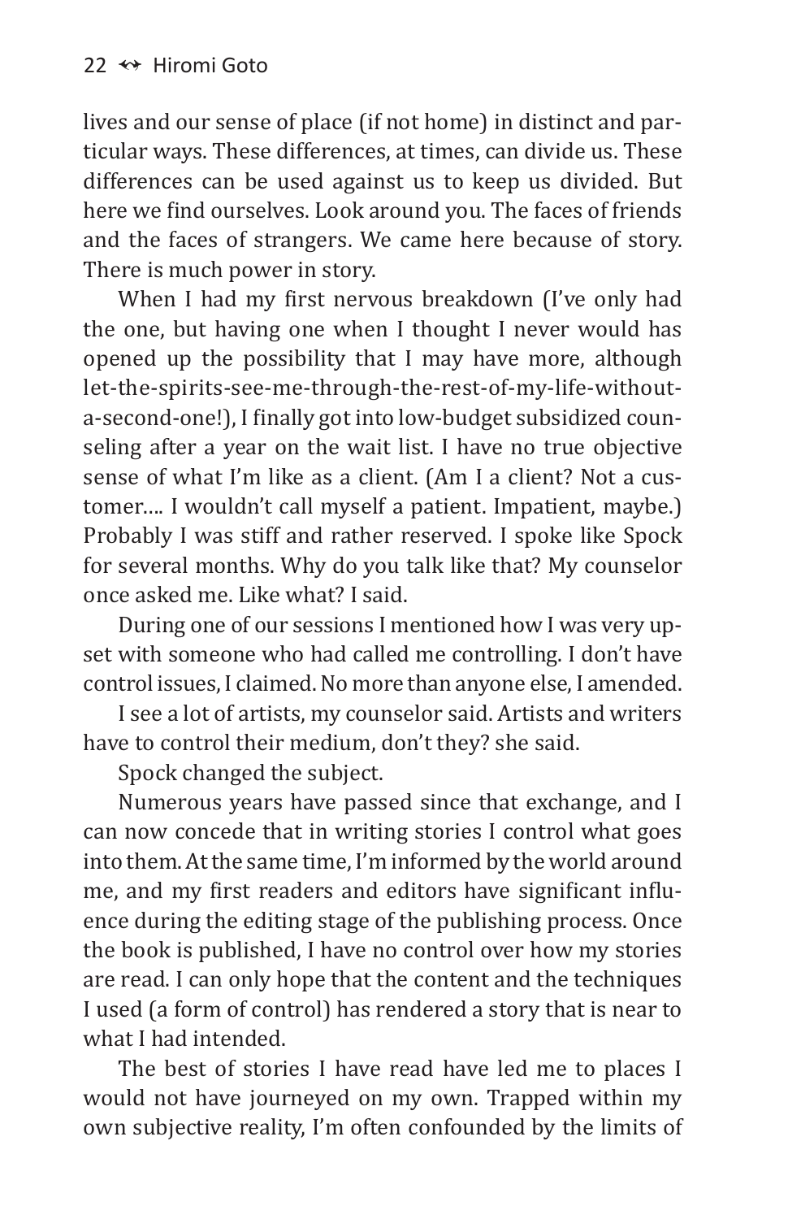lives and our sense of place (if not home) in distinct and particular ways. These differences, at times, can divide us. These differences can be used against us to keep us divided. But here we find ourselves. Look around you. The faces of friends and the faces of strangers. We came here because of story. There is much power in story.

When I had my first nervous breakdown (I've only had the one, but having one when I thought I never would has opened up the possibility that I may have more, although let-the-spirits-see-me-through-the-rest-of-my-life-without-a-second-one!), I finally got into low-budget subsidized counseling after a year on the wait list. I have no true objective sense of what I'm like as a client. (Am I a client? Not a customer…. I wouldn't call myself a patient. Impatient, maybe.) Probably I was stiff and rather reserved. I spoke like Spock for several months. Why do you talk like that? My counselor once asked me. Like what? I said.

During one of our sessions I mentioned how I was very upset with someone who had called me controlling. I don't have control issues, I claimed. No more than anyone else, I amended.

I see a lot of artists, my counselor said. Artists and writers have to control their medium, don't they? she said.

Spock changed the subject.

Numerous years have passed since that exchange, and I can now concede that in writing stories I control what goes into them. At the same time, I'm informed by the world around me, and my first readers and editors have significant influence during the editing stage of the publishing process. Once the book is published, I have no control over how my stories are read. I can only hope that the content and the techniques I used (a form of control) has rendered a story that is near to what I had intended.

The best of stories I have read have led me to places I would not have journeyed on my own. Trapped within my own subjective reality, I'm often confounded by the limits of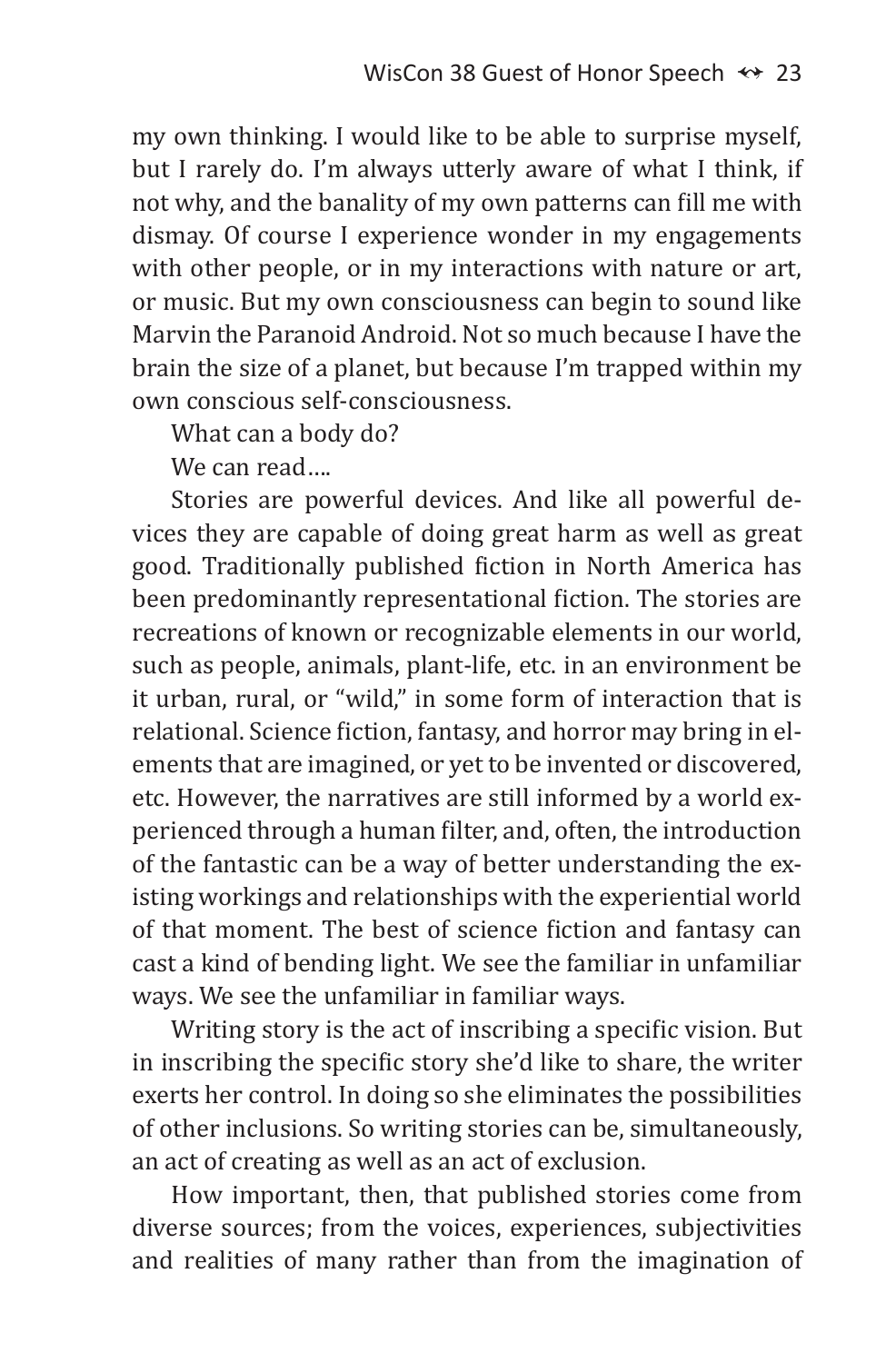my own thinking. I would like to be able to surprise myself, but I rarely do. I'm always utterly aware of what I think, if not why, and the banality of my own patterns can fill me with dismay. Of course I experience wonder in my engagements with other people, or in my interactions with nature or art, or music. But my own consciousness can begin to sound like Marvin the Paranoid Android. Not so much because I have the brain the size of a planet, but because I'm trapped within my own conscious self-consciousness.

What can a body do?

We can read….

Stories are powerful devices. And like all powerful devices they are capable of doing great harm as well as great good. Traditionally published fiction in North America has been predominantly representational fiction. The stories are recreations of known or recognizable elements in our world, such as people, animals, plant-life, etc. in an environment be it urban, rural, or "wild," in some form of interaction that is relational. Science fiction, fantasy, and horror may bring in elements that are imagined, or yet to be invented or discovered, etc. However, the narratives are still informed by a world experienced through a human filter, and, often, the introduction of the fantastic can be a way of better understanding the existing workings and relationships with the experiential world of that moment. The best of science fiction and fantasy can cast a kind of bending light. We see the familiar in unfamiliar ways. We see the unfamiliar in familiar ways.

Writing story is the act of inscribing a specific vision. But in inscribing the specific story she'd like to share, the writer exerts her control. In doing so she eliminates the possibilities of other inclusions. So writing stories can be, simultaneously, an act of creating as well as an act of exclusion.

How important, then, that published stories come from diverse sources; from the voices, experiences, subjectivities and realities of many rather than from the imagination of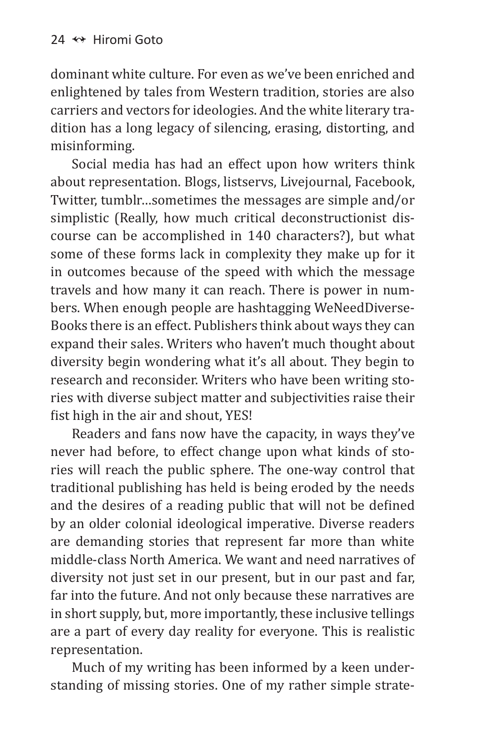dominant white culture. For even as we've been enriched and enlightened by tales from Western tradition, stories are also carriers and vectors for ideologies. And the white literary tradition has a long legacy of silencing, erasing, distorting, and misinforming.

Social media has had an effect upon how writers think about representation. Blogs, listservs, Livejournal, Facebook, Twitter, tumblr…sometimes the messages are simple and/or simplistic (Really, how much critical deconstructionist discourse can be accomplished in 140 characters?), but what some of these forms lack in complexity they make up for it in outcomes because of the speed with which the message travels and how many it can reach. There is power in numbers. When enough people are hashtagging WeNeedDiverseBooks there is an effect. Publishers think about ways they can expand their sales. Writers who haven't much thought about diversity begin wondering what it's all about. They begin to research and reconsider. Writers who have been writing stories with diverse subject matter and subjectivities raise their fist high in the air and shout, YES!

Readers and fans now have the capacity, in ways they've never had before, to effect change upon what kinds of stories will reach the public sphere. The one-way control that traditional publishing has held is being eroded by the needs and the desires of a reading public that will not be defined by an older colonial ideological imperative. Diverse readers are demanding stories that represent far more than white middle-class North America. We want and need narratives of diversity not just set in our present, but in our past and far, far into the future. And not only because these narratives are in short supply, but, more importantly, these inclusive tellings are a part of every day reality for everyone. This is realistic representation.

Much of my writing has been informed by a keen understanding of missing stories. One of my rather simple strate-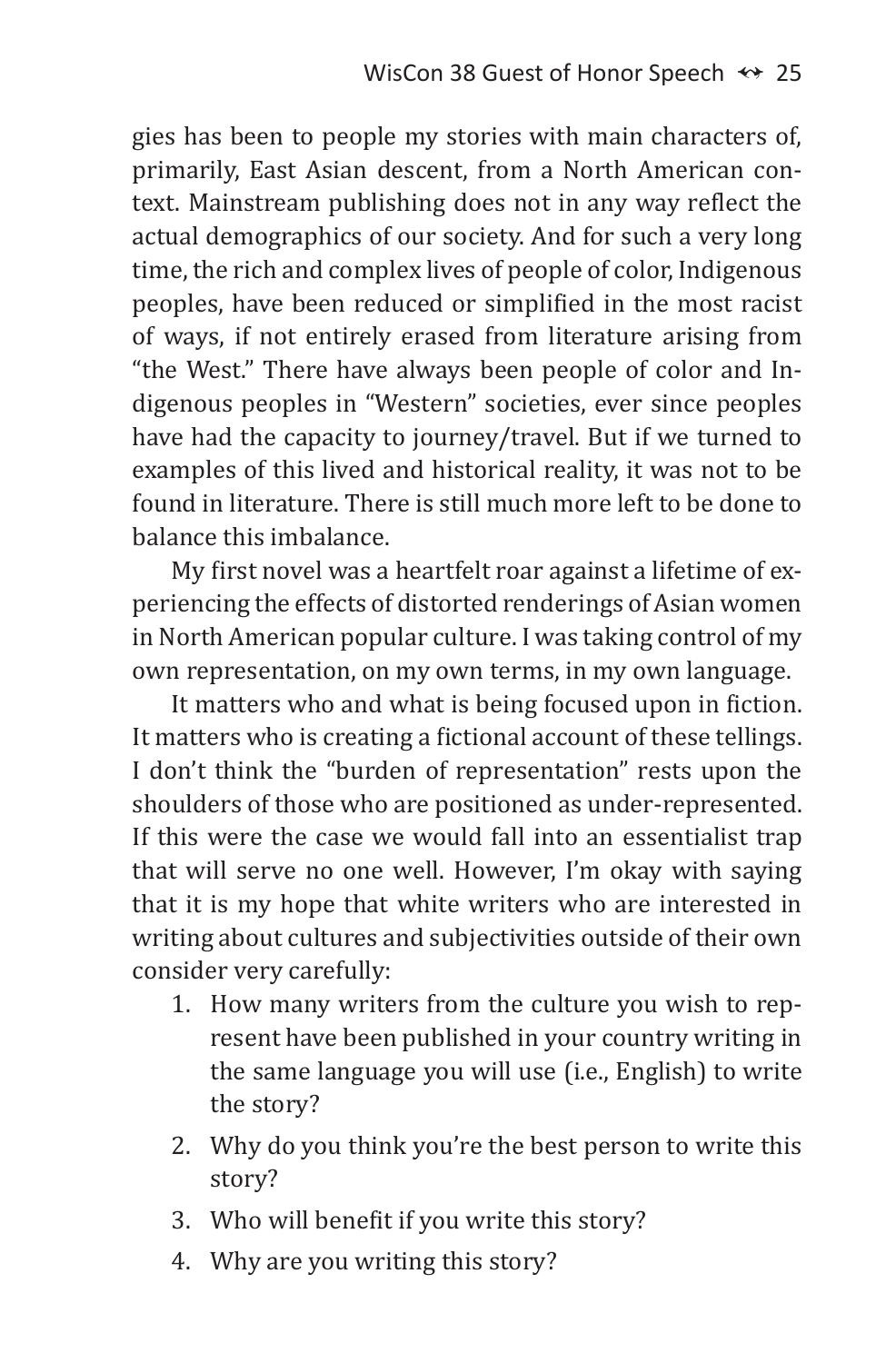gies has been to people my stories with main characters of, primarily, East Asian descent, from a North American context. Mainstream publishing does not in any way reflect the actual demographics of our society. And for such a very long time, the rich and complex lives of people of color, Indigenous peoples, have been reduced or simplified in the most racist of ways, if not entirely erased from literature arising from "the West." There have always been people of color and Indigenous peoples in "Western" societies, ever since peoples have had the capacity to journey/travel. But if we turned to examples of this lived and historical reality, it was not to be found in literature. There is still much more left to be done to balance this imbalance.

My first novel was a heartfelt roar against a lifetime of experiencing the effects of distorted renderings of Asian women in North American popular culture. I was taking control of my own representation, on my own terms, in my own language.

It matters who and what is being focused upon in fiction. It matters who is creating a fictional account of these tellings. I don't think the "burden of representation" rests upon the shoulders of those who are positioned as under-represented. If this were the case we would fall into an essentialist trap that will serve no one well. However, I'm okay with saying that it is my hope that white writers who are interested in writing about cultures and subjectivities outside of their own consider very carefully:

1. How many writers from the culture you wish to represent have been published in your country writing in the same language you will use (i.e., English) to write the story?
2. Why do you think you're the best person to write this story?
3. Who will benefit if you write this story?
4. Why are you writing this story?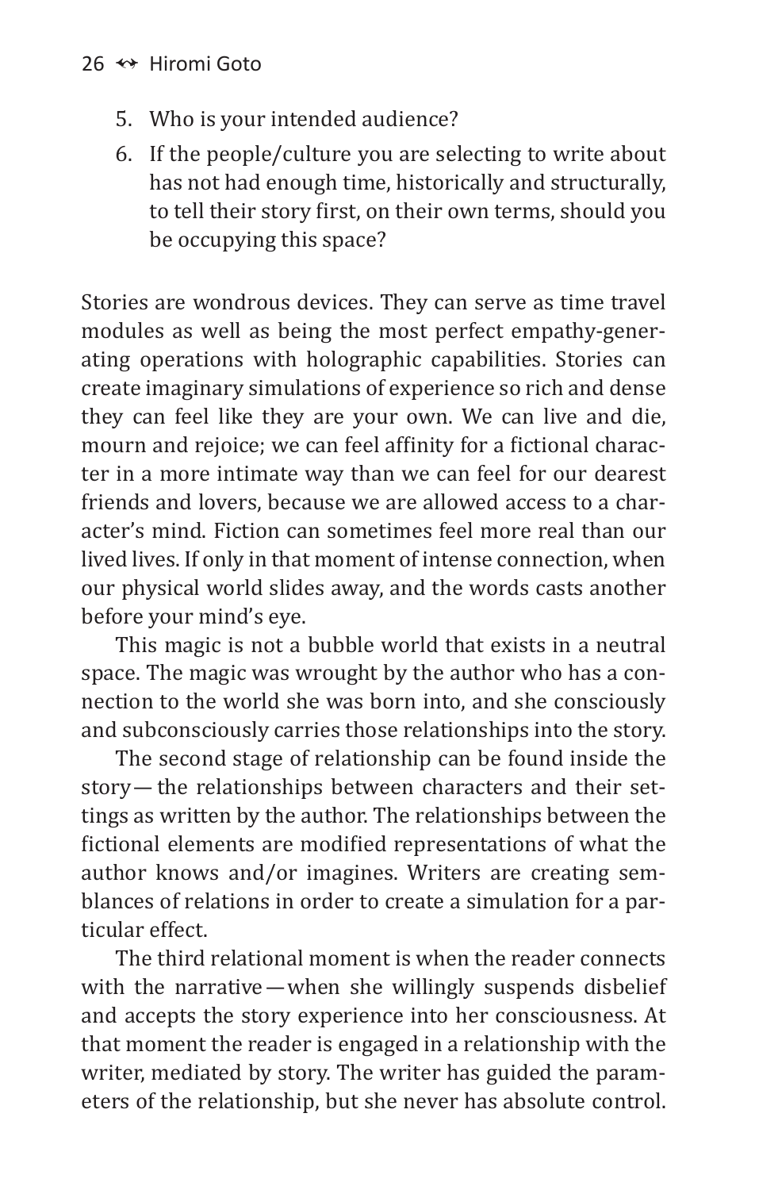5. Who is your intended audience?
6. If the people/culture you are selecting to write about has not had enough time, historically and structurally, to tell their story first, on their own terms, should you be occupying this space?

Stories are wondrous devices. They can serve as time travel modules as well as being the most perfect empathy-generating operations with holographic capabilities. Stories can create imaginary simulations of experience so rich and dense they can feel like they are your own. We can live and die, mourn and rejoice; we can feel affinity for a fictional character in a more intimate way than we can feel for our dearest friends and lovers, because we are allowed access to a character's mind. Fiction can sometimes feel more real than our lived lives. If only in that moment of intense connection, when our physical world slides away, and the words casts another before your mind's eye.

This magic is not a bubble world that exists in a neutral space. The magic was wrought by the author who has a connection to the world she was born into, and she consciously and subconsciously carries those relationships into the story.

The second stage of relationship can be found inside the story— the relationships between characters and their settings as written by the author. The relationships between the fictional elements are modified representations of what the author knows and/or imagines. Writers are creating semblances of relations in order to create a simulation for a particular effect.

The third relational moment is when the reader connects with the narrative—when she willingly suspends disbelief and accepts the story experience into her consciousness. At that moment the reader is engaged in a relationship with the writer, mediated by story. The writer has guided the parameters of the relationship, but she never has absolute control.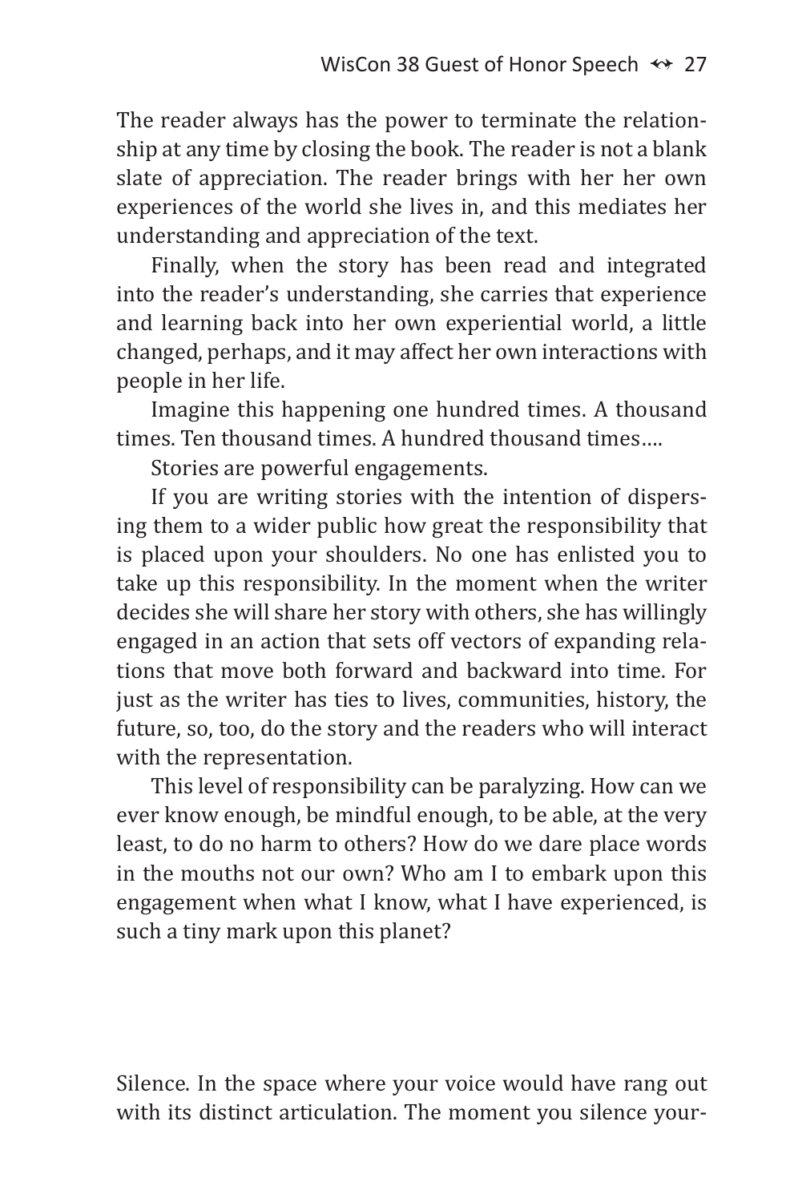The reader always has the power to terminate the relationship at any time by closing the book. The reader is not a blank slate of appreciation. The reader brings with her her own experiences of the world she lives in, and this mediates her understanding and appreciation of the text.

Finally, when the story has been read and integrated into the reader's understanding, she carries that experience and learning back into her own experiential world, a little changed, perhaps, and it may affect her own interactions with people in her life.

Imagine this happening one hundred times. A thousand times. Ten thousand times. A hundred thousand times….

Stories are powerful engagements.

If you are writing stories with the intention of dispersing them to a wider public how great the responsibility that is placed upon your shoulders. No one has enlisted you to take up this responsibility. In the moment when the writer decides she will share her story with others, she has willingly engaged in an action that sets off vectors of expanding relations that move both forward and backward into time. For just as the writer has ties to lives, communities, history, the future, so, too, do the story and the readers who will interact with the representation.

This level of responsibility can be paralyzing. How can we ever know enough, be mindful enough, to be able, at the very least, to do no harm to others? How do we dare place words in the mouths not our own? Who am I to embark upon this engagement when what I know, what I have experienced, is such a tiny mark upon this planet?

Silence. In the space where your voice would have rang out with its distinct articulation. The moment you silence your-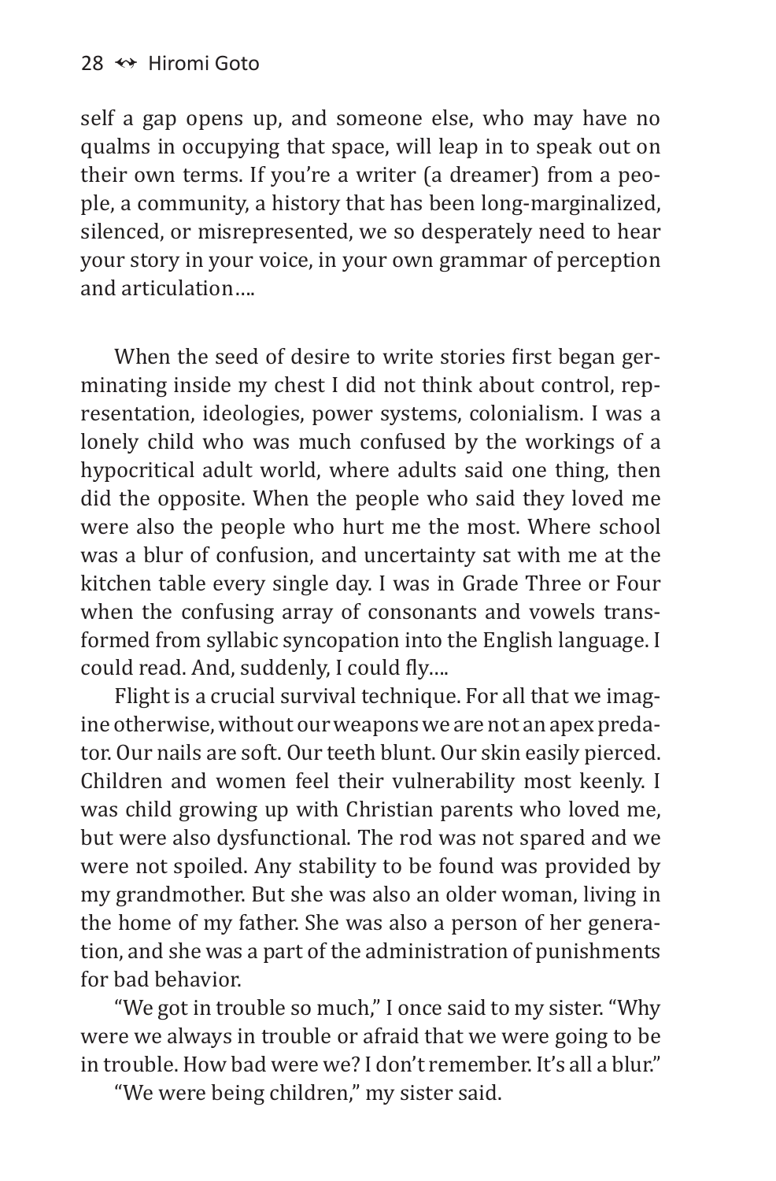self a gap opens up, and someone else, who may have no qualms in occupying that space, will leap in to speak out on their own terms. If you're a writer (a dreamer) from a people, a community, a history that has been long-marginalized, silenced, or misrepresented, we so desperately need to hear your story in your voice, in your own grammar of perception and articulation….

When the seed of desire to write stories first began germinating inside my chest I did not think about control, representation, ideologies, power systems, colonialism. I was a lonely child who was much confused by the workings of a hypocritical adult world, where adults said one thing, then did the opposite. When the people who said they loved me were also the people who hurt me the most. Where school was a blur of confusion, and uncertainty sat with me at the kitchen table every single day. I was in Grade Three or Four when the confusing array of consonants and vowels transformed from syllabic syncopation into the English language. I could read. And, suddenly, I could fly….

Flight is a crucial survival technique. For all that we imagine otherwise, without our weapons we are not an apex predator. Our nails are soft. Our teeth blunt. Our skin easily pierced. Children and women feel their vulnerability most keenly. I was child growing up with Christian parents who loved me, but were also dysfunctional. The rod was not spared and we were not spoiled. Any stability to be found was provided by my grandmother. But she was also an older woman, living in the home of my father. She was also a person of her generation, and she was a part of the administration of punishments for bad behavior.

"We got in trouble so much," I once said to my sister. "Why were we always in trouble or afraid that we were going to be in trouble. How bad were we? I don't remember. It's all a blur."

"We were being children," my sister said.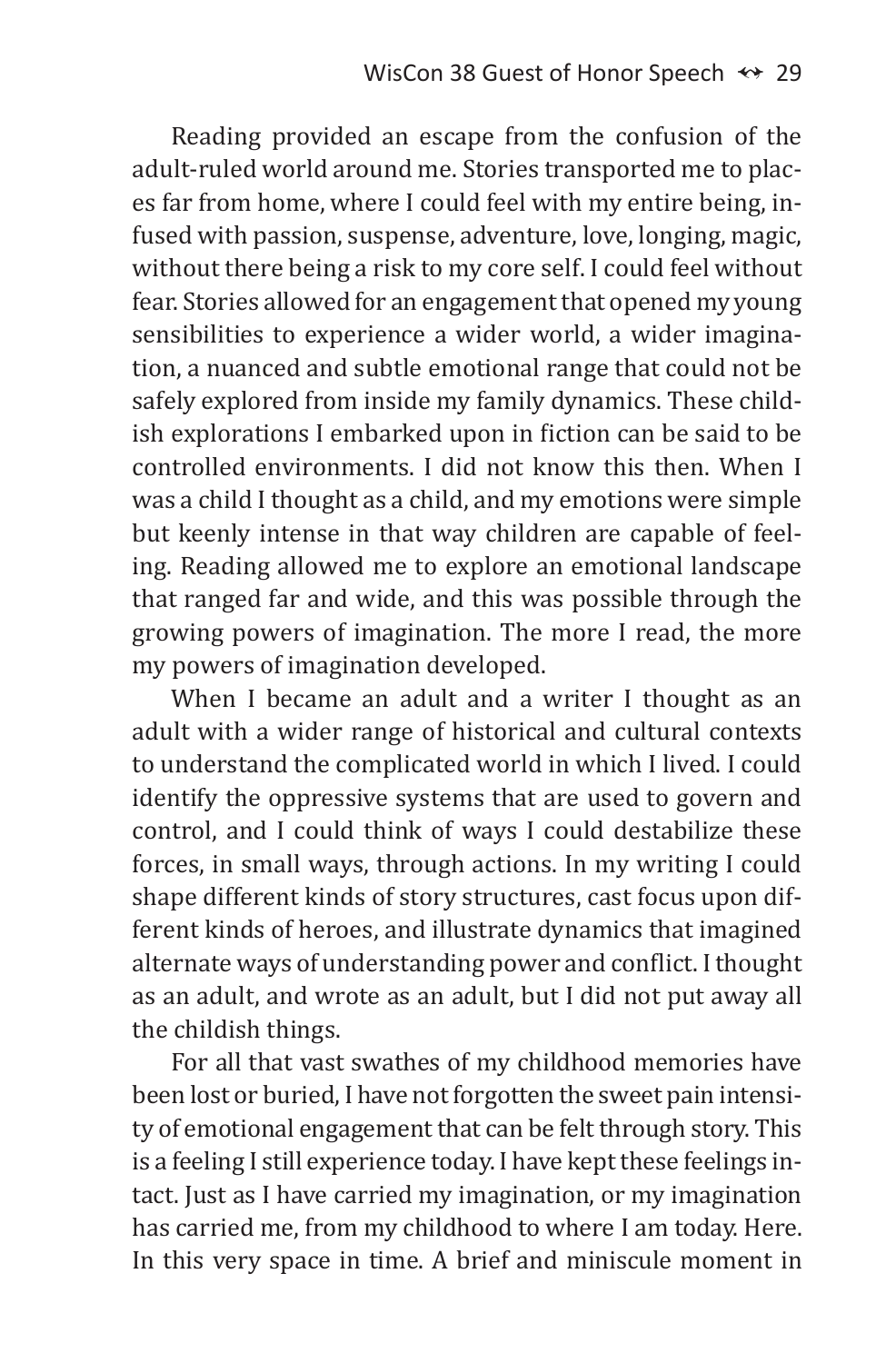Reading provided an escape from the confusion of the adult-ruled world around me. Stories transported me to places far from home, where I could feel with my entire being, infused with passion, suspense, adventure, love, longing, magic, without there being a risk to my core self. I could feel without fear. Stories allowed for an engagement that opened my young sensibilities to experience a wider world, a wider imagination, a nuanced and subtle emotional range that could not be safely explored from inside my family dynamics. These childish explorations I embarked upon in fiction can be said to be controlled environments. I did not know this then. When I was a child I thought as a child, and my emotions were simple but keenly intense in that way children are capable of feeling. Reading allowed me to explore an emotional landscape that ranged far and wide, and this was possible through the growing powers of imagination. The more I read, the more my powers of imagination developed.

When I became an adult and a writer I thought as an adult with a wider range of historical and cultural contexts to understand the complicated world in which I lived. I could identify the oppressive systems that are used to govern and control, and I could think of ways I could destabilize these forces, in small ways, through actions. In my writing I could shape different kinds of story structures, cast focus upon different kinds of heroes, and illustrate dynamics that imagined alternate ways of understanding power and conflict. I thought as an adult, and wrote as an adult, but I did not put away all the childish things.

For all that vast swathes of my childhood memories have been lost or buried, I have not forgotten the sweet pain intensity of emotional engagement that can be felt through story. This is a feeling I still experience today. I have kept these feelings intact. Just as I have carried my imagination, or my imagination has carried me, from my childhood to where I am today. Here. In this very space in time. A brief and miniscule moment in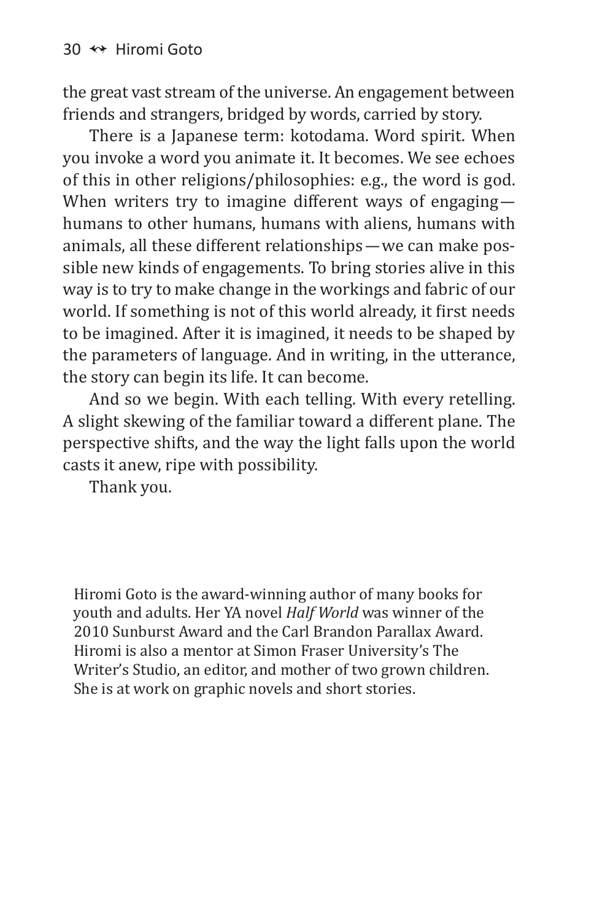the great vast stream of the universe. An engagement between friends and strangers, bridged by words, carried by story.

There is a Japanese term: kotodama. Word spirit. When you invoke a word you animate it. It becomes. We see echoes of this in other religions/philosophies: e.g., the word is god. When writers try to imagine different ways of engaging—humans to other humans, humans with aliens, humans with animals, all these different relationships—we can make possible new kinds of engagements. To bring stories alive in this way is to try to make change in the workings and fabric of our world. If something is not of this world already, it first needs to be imagined. After it is imagined, it needs to be shaped by the parameters of language. And in writing, in the utterance, the story can begin its life. It can become.

And so we begin. With each telling. With every retelling. A slight skewing of the familiar toward a different plane. The perspective shifts, and the way the light falls upon the world casts it anew, ripe with possibility.

Thank you.

Hiromi Goto is the award-winning author of many books for youth and adults. Her YA novel *Half World* was winner of the 2010 Sunburst Award and the Carl Brandon Parallax Award. Hiromi is also a mentor at Simon Fraser University's The Writer's Studio, an editor, and mother of two grown children. She is at work on graphic novels and short stories.